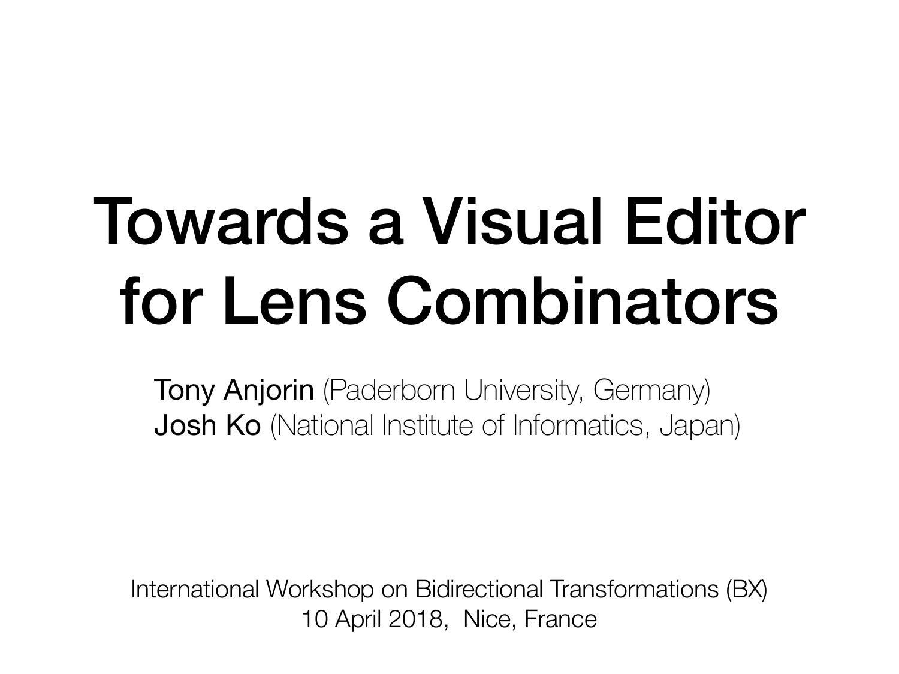# Towards a Visual Editor for Lens Combinators

Tony Anjorin (Paderborn University, Germany)
Josh Ko (National Institute of Informatics, Japan)

International Workshop on Bidirectional Transformations (BX)
10 April 2018, Nice, France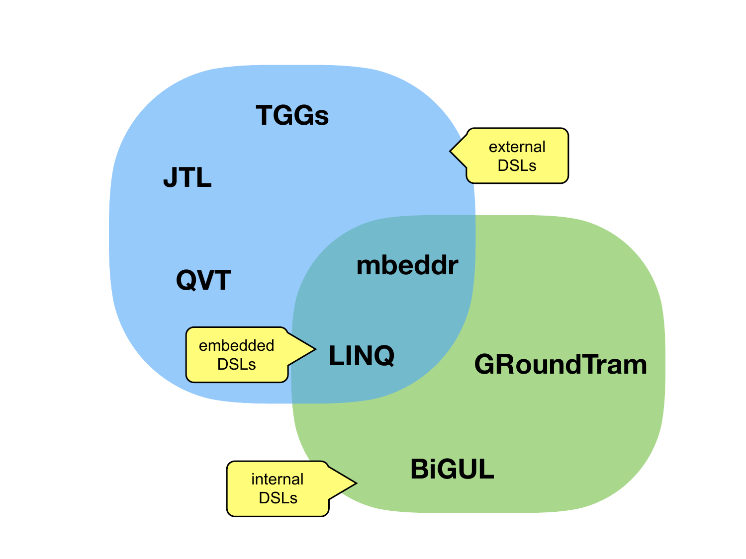TGGs

JTL

external DSLs

QVT

mbeddr

embedded DSLs

LINQ

GRoundTram

BiGUL

internal DSLs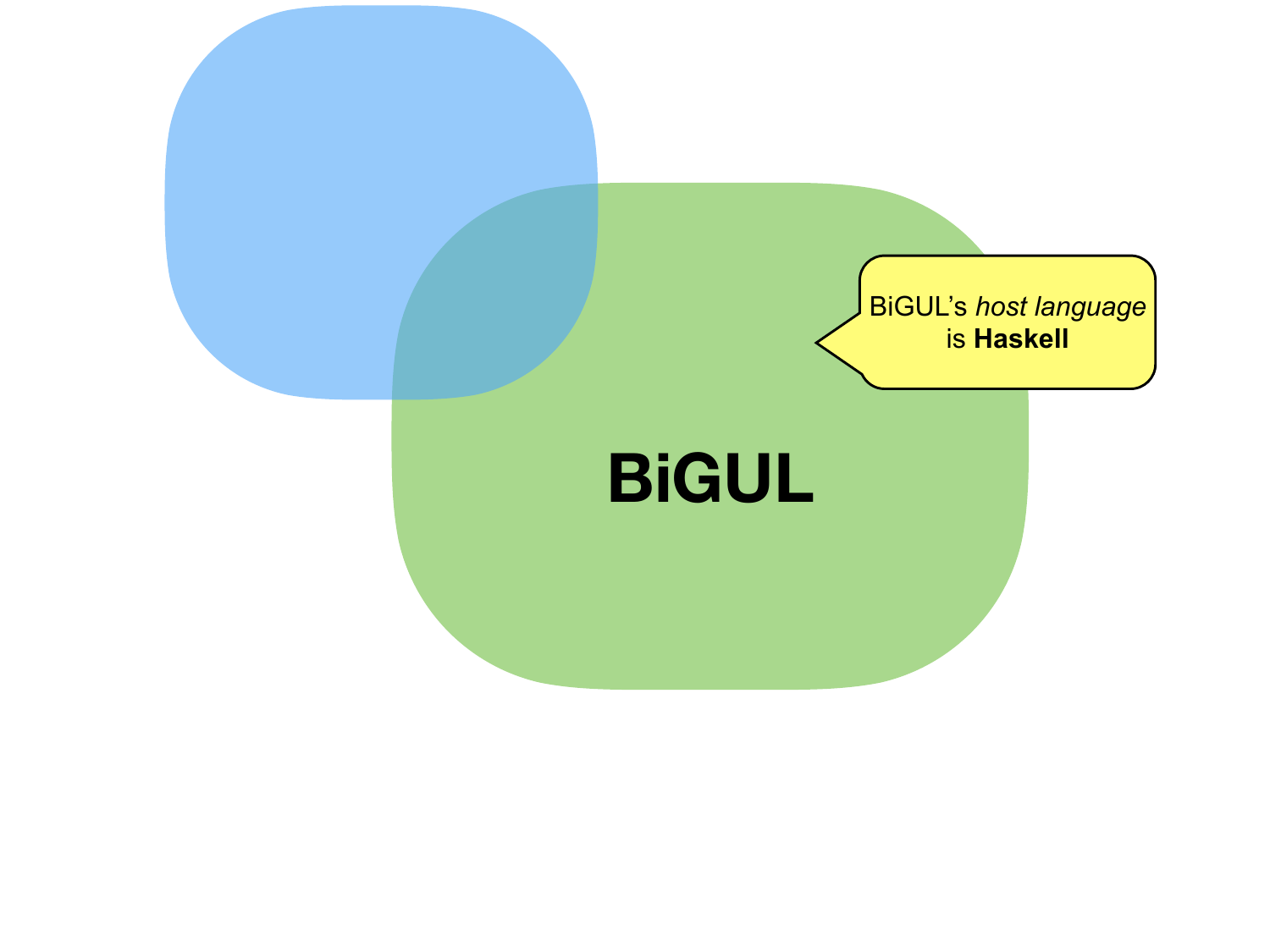**BiGUL**

BiGUL's *host language* is **Haskell**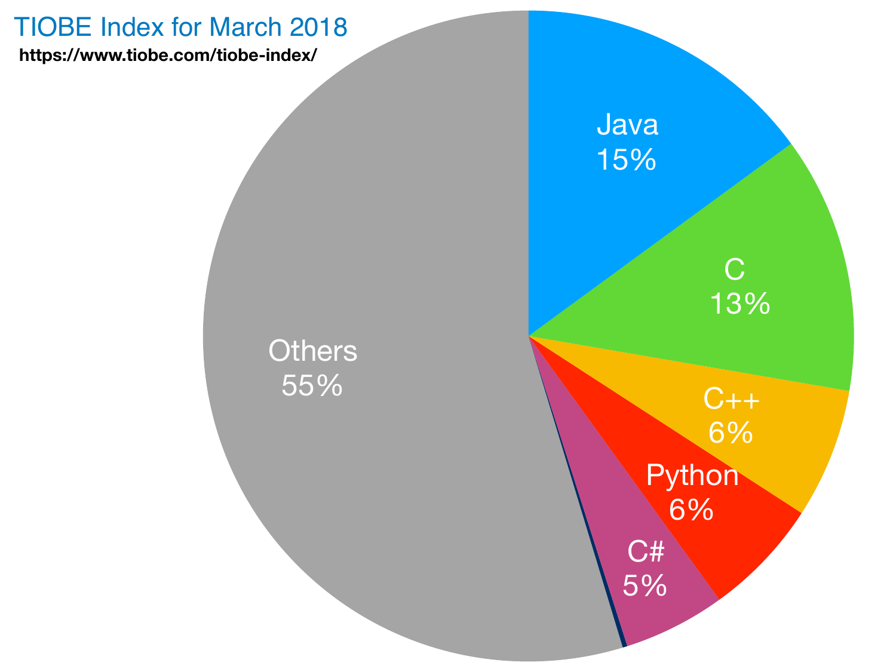TIOBE Index for March 2018

https://www.tiobe.com/tiobe-index/

| Language | Share |
| --- | --- |
| Java | 15% |
| C | 13% |
| C++ | 6% |
| Python | 6% |
| C# | 5% |
| Others | 55% |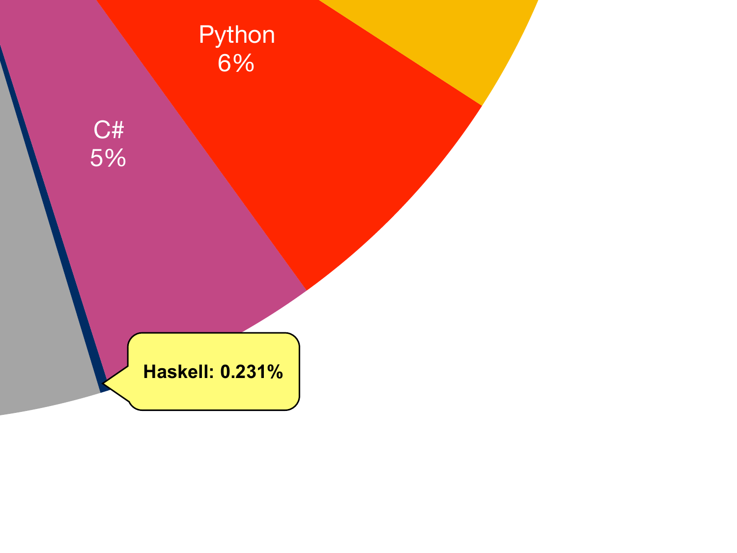Python
6%

C#
5%

Haskell: 0.231%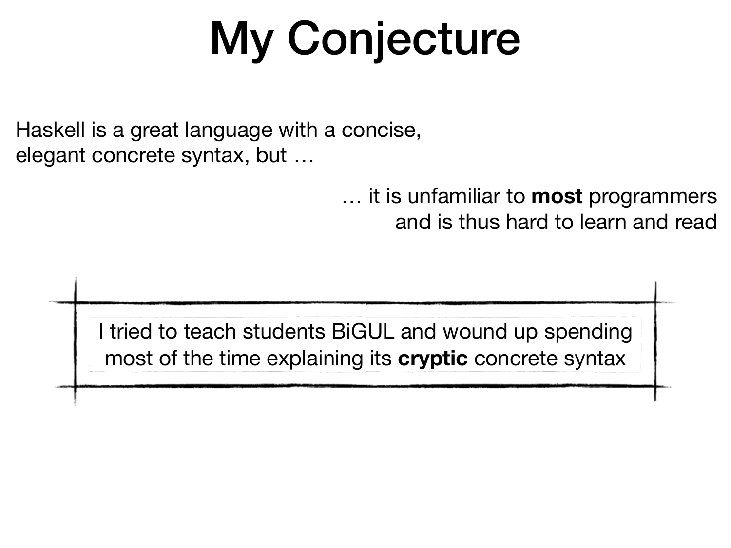# My Conjecture

Haskell is a great language with a concise, elegant concrete syntax, but …

… it is unfamiliar to **most** programmers and is thus hard to learn and read

I tried to teach students BiGUL and wound up spending most of the time explaining its **cryptic** concrete syntax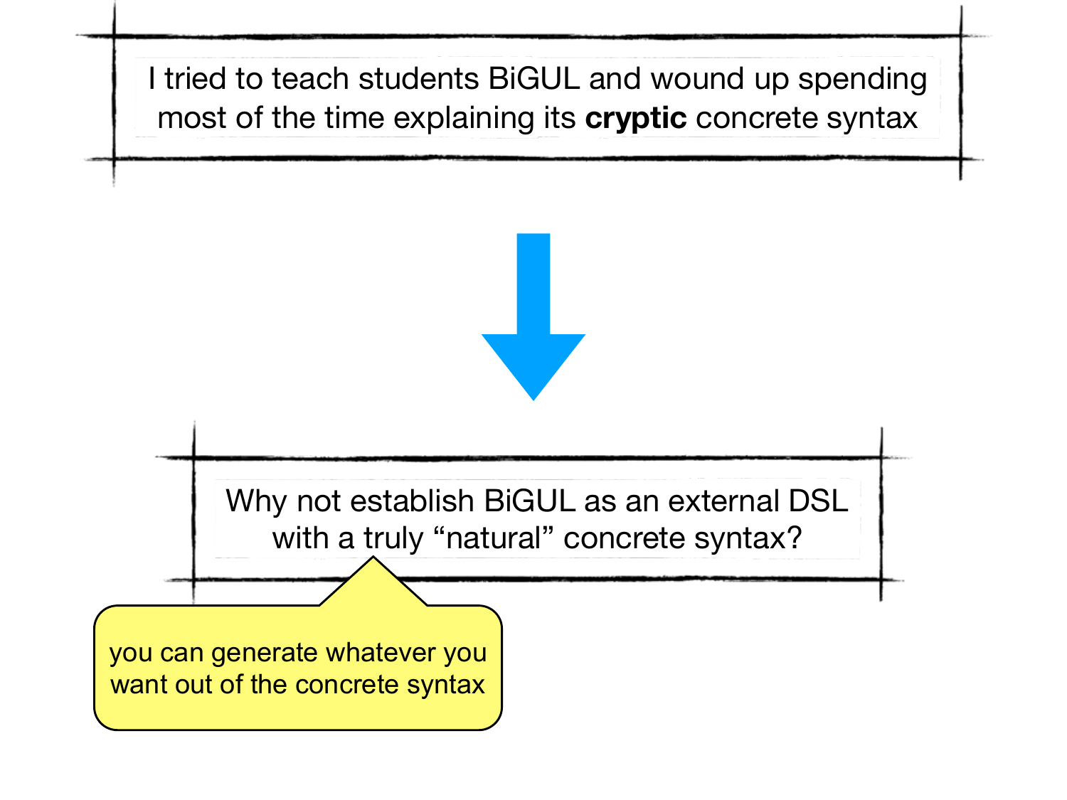I tried to teach students BiGUL and wound up spending most of the time explaining its **cryptic** concrete syntax

↓

Why not establish BiGUL as an external DSL with a truly "natural" concrete syntax?

you can generate whatever you want out of the concrete syntax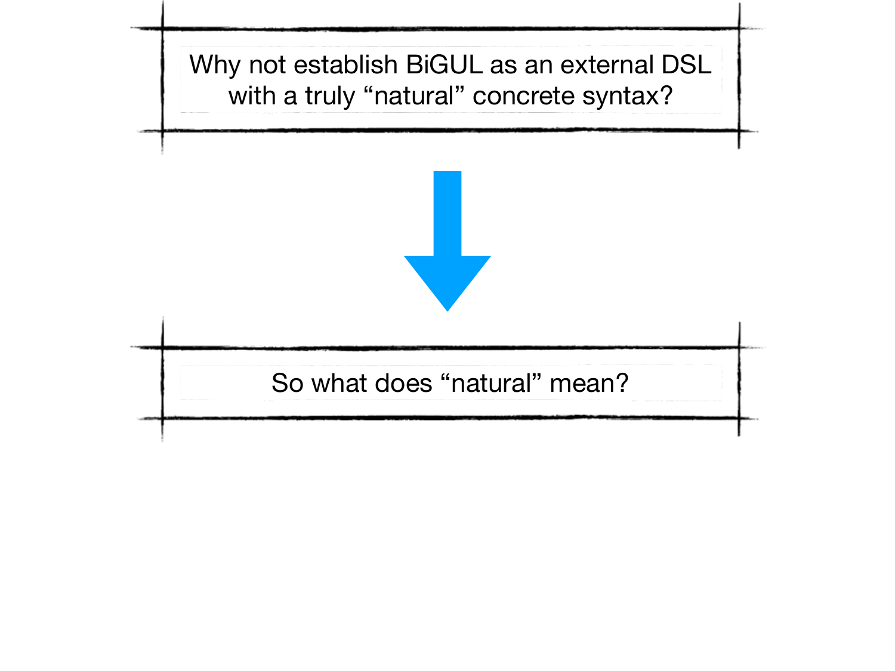Why not establish BiGUL as an external DSL with a truly “natural” concrete syntax?

↓

So what does “natural” mean?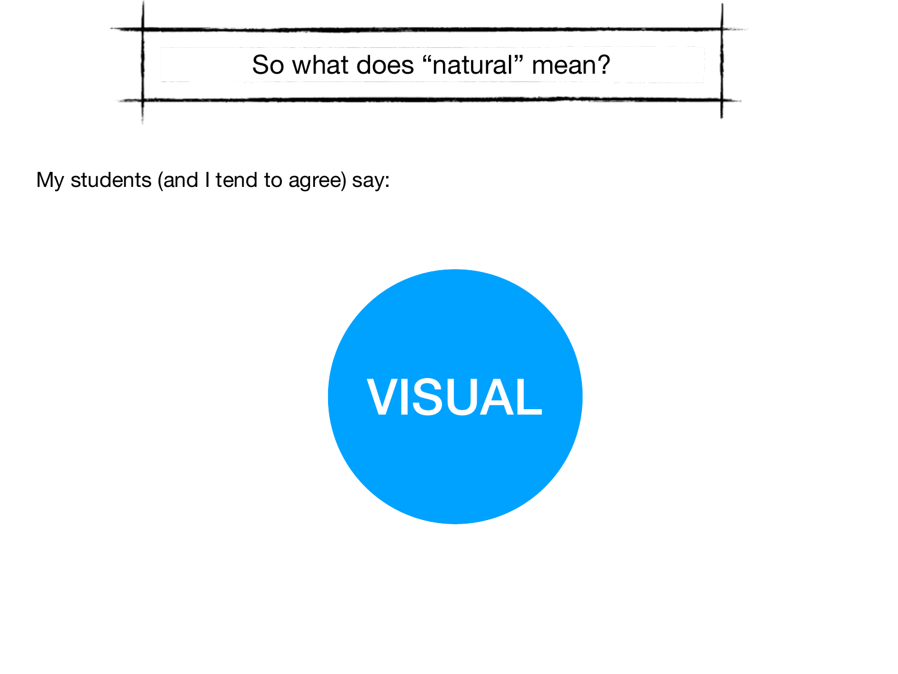# So what does "natural" mean?

My students (and I tend to agree) say:

**VISUAL**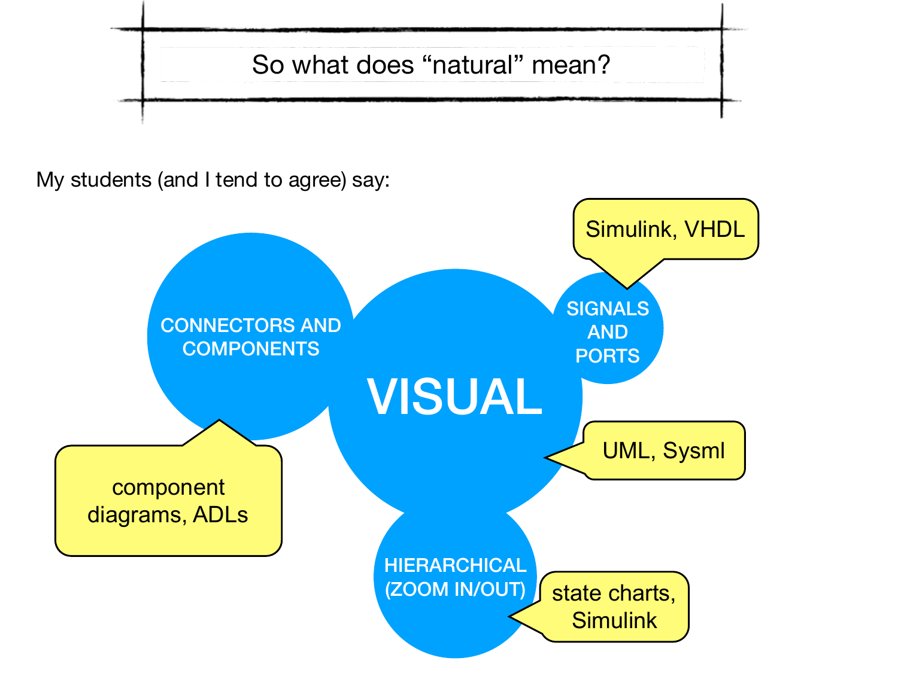# So what does "natural" mean?

My students (and I tend to agree) say:

**VISUAL**

- **CONNECTORS AND COMPONENTS** — component diagrams, ADLs
- **SIGNALS AND PORTS** — Simulink, VHDL
- **HIERARCHICAL (ZOOM IN/OUT)** — state charts, Simulink
- UML, Sysml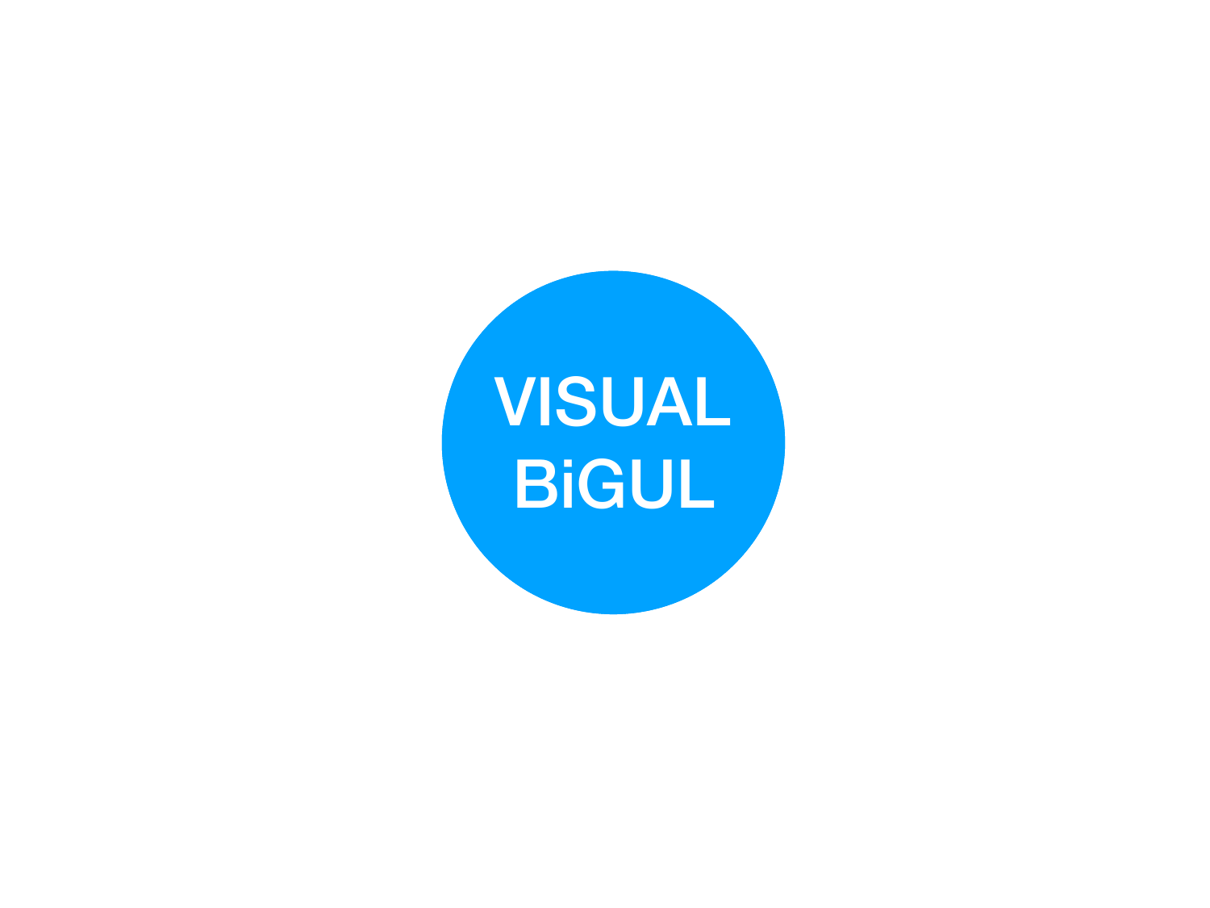VISUAL

BiGUL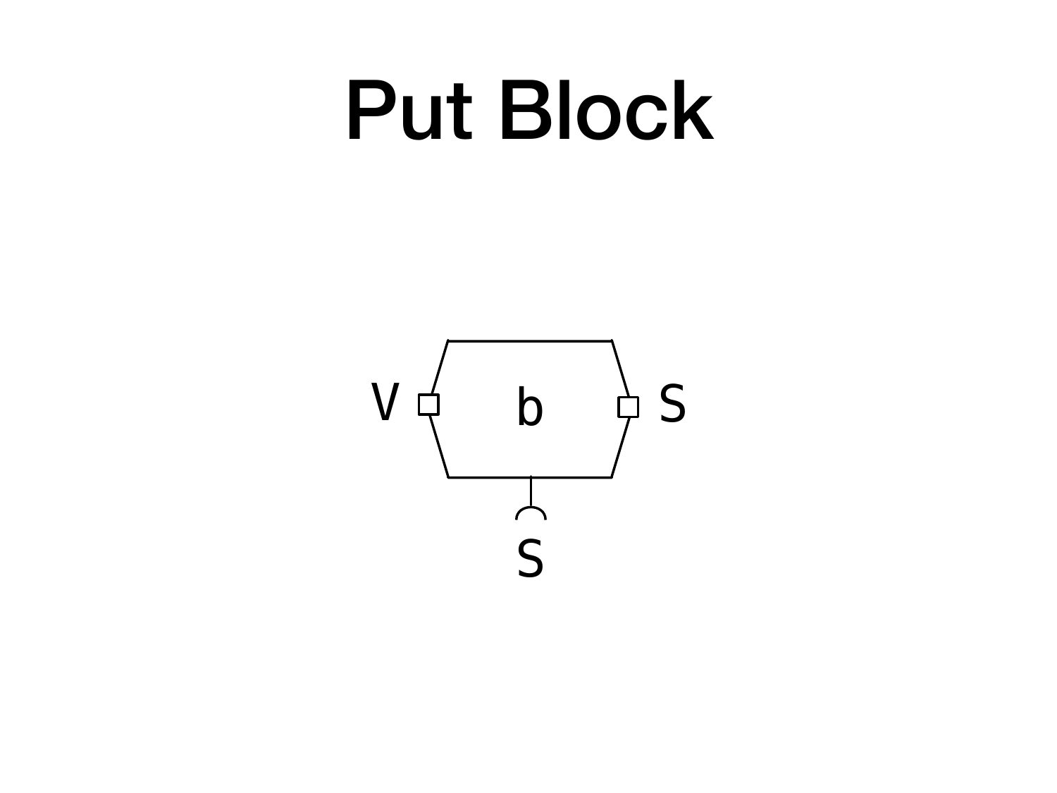# Put Block

V b S

S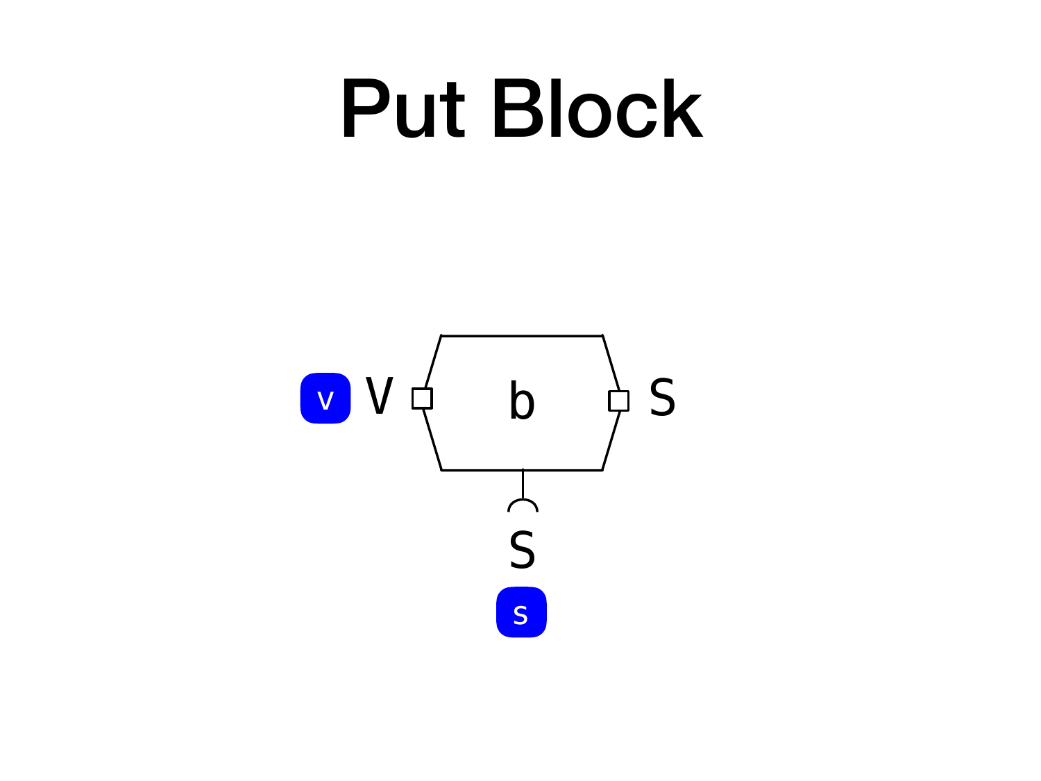# Put Block

v V b S

S

s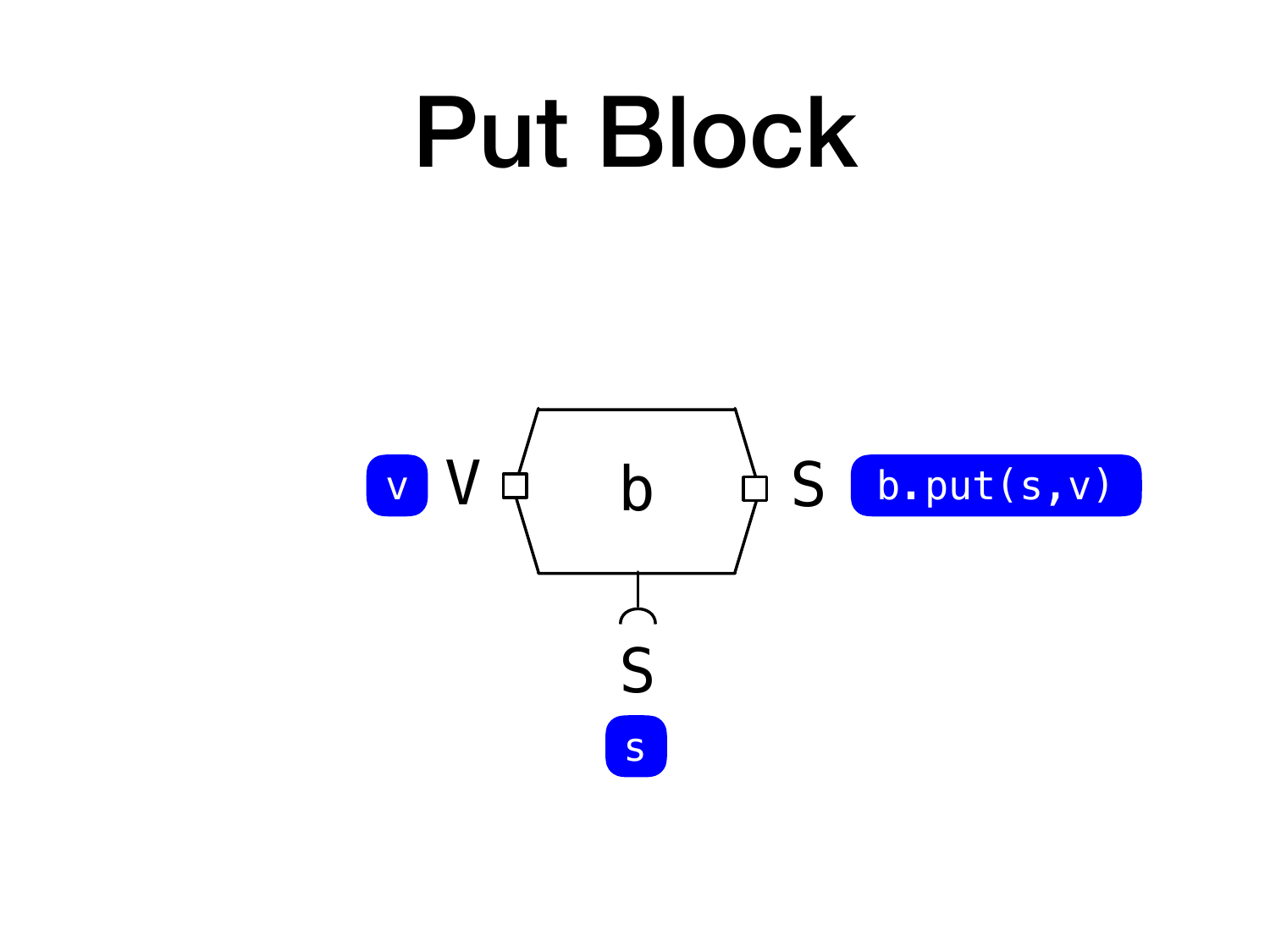# Put Block

v V b S b.put(s,v)

S

s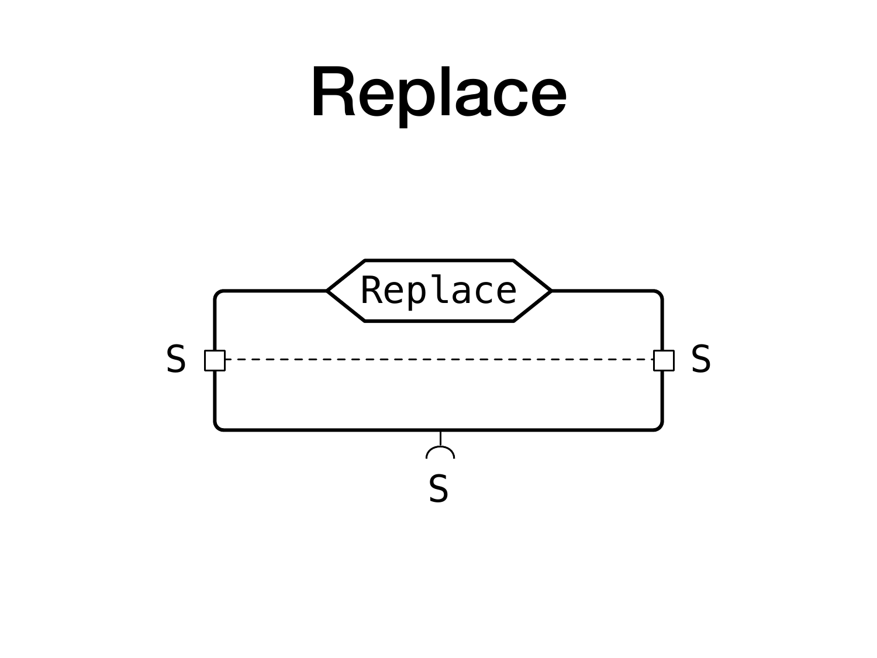# Replace

Replace

S

S

S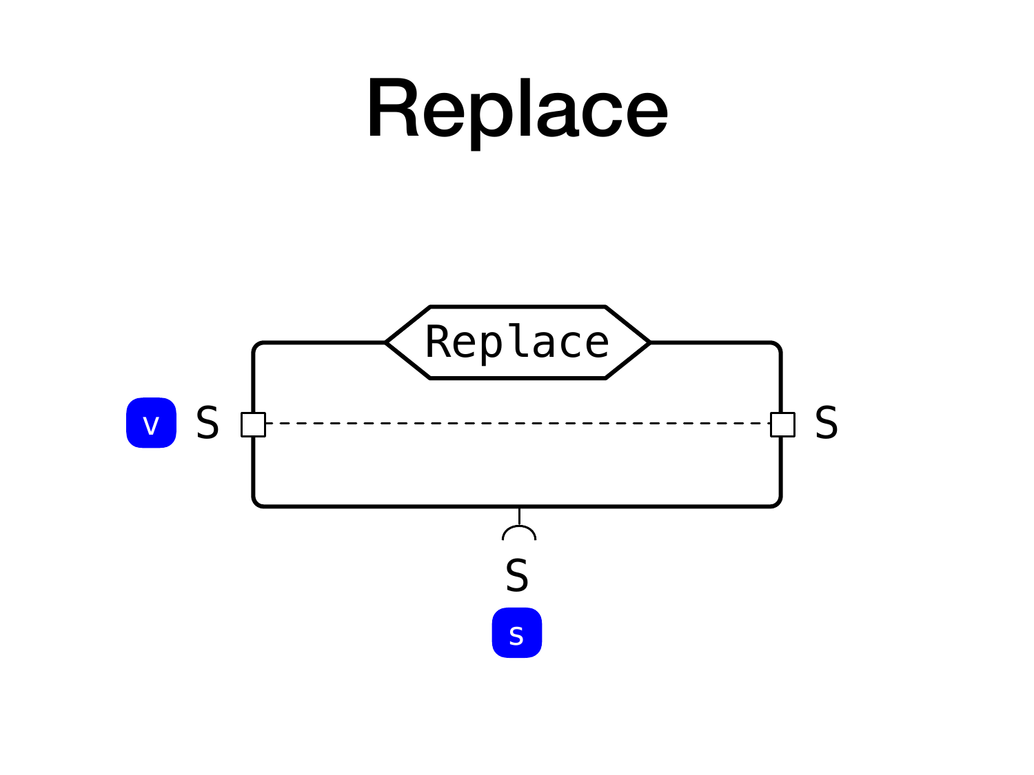# Replace

```
Replace
```

v S — S

S

s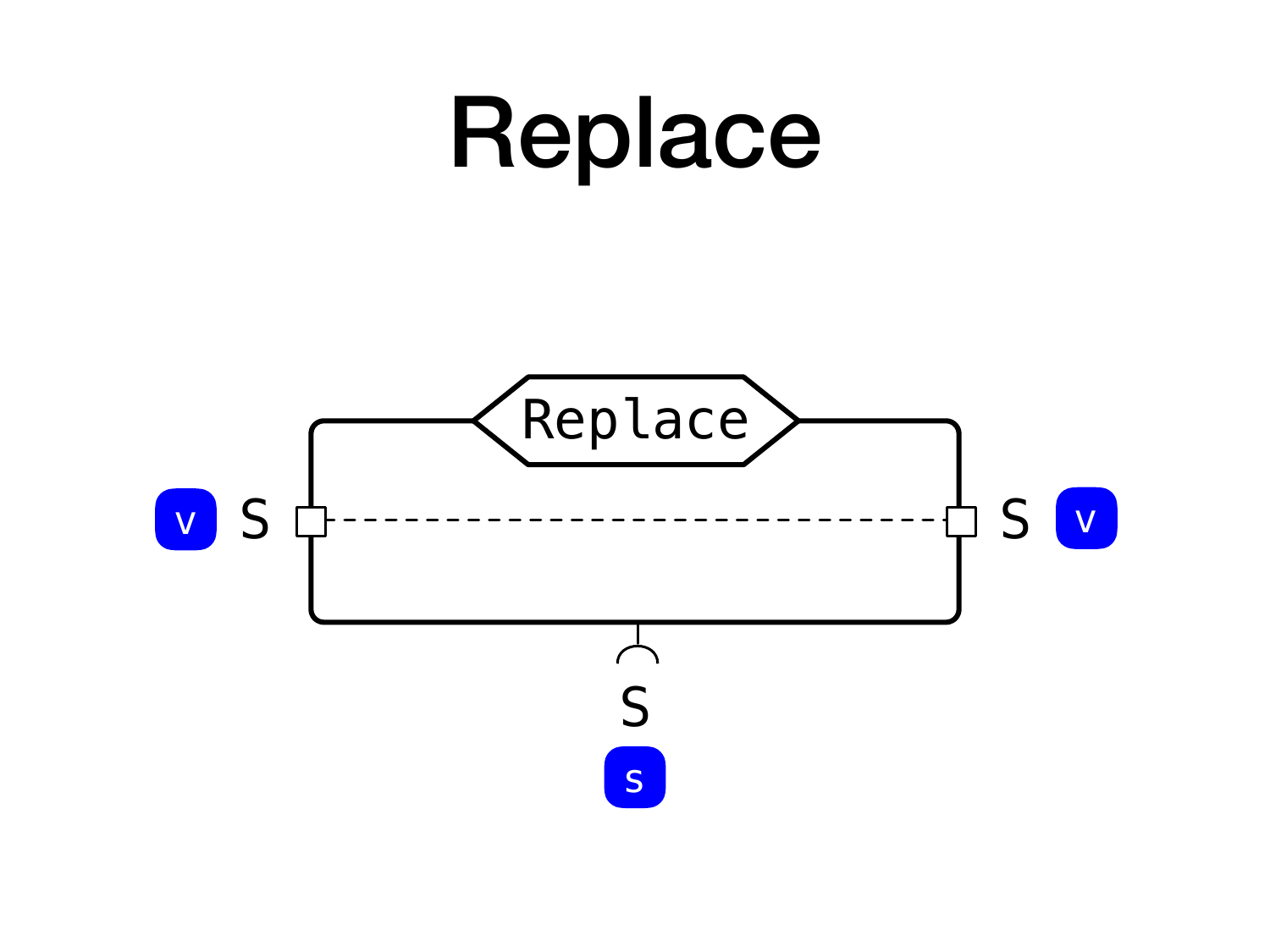# Replace

Replace

v S

S v

S

s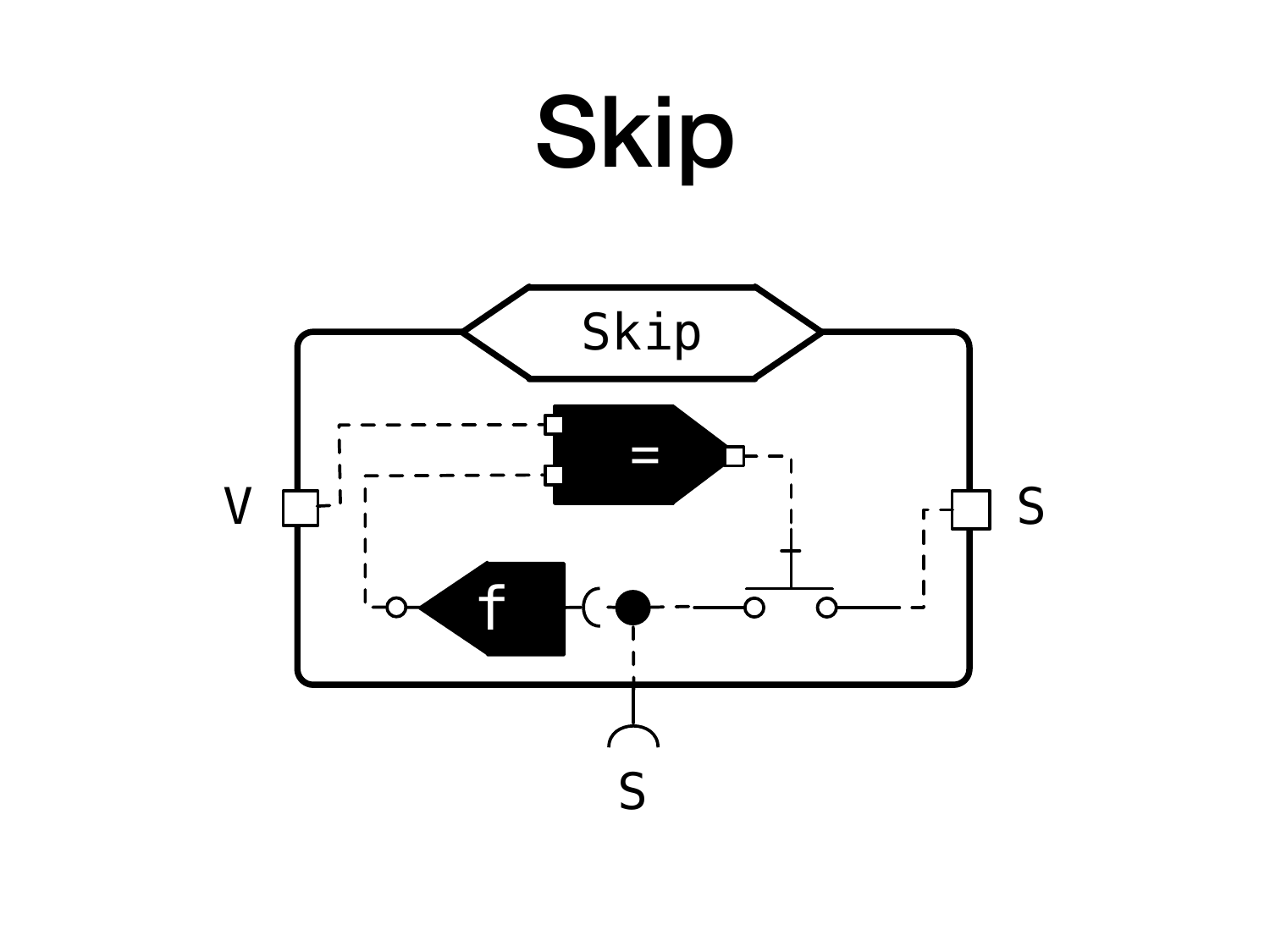# Skip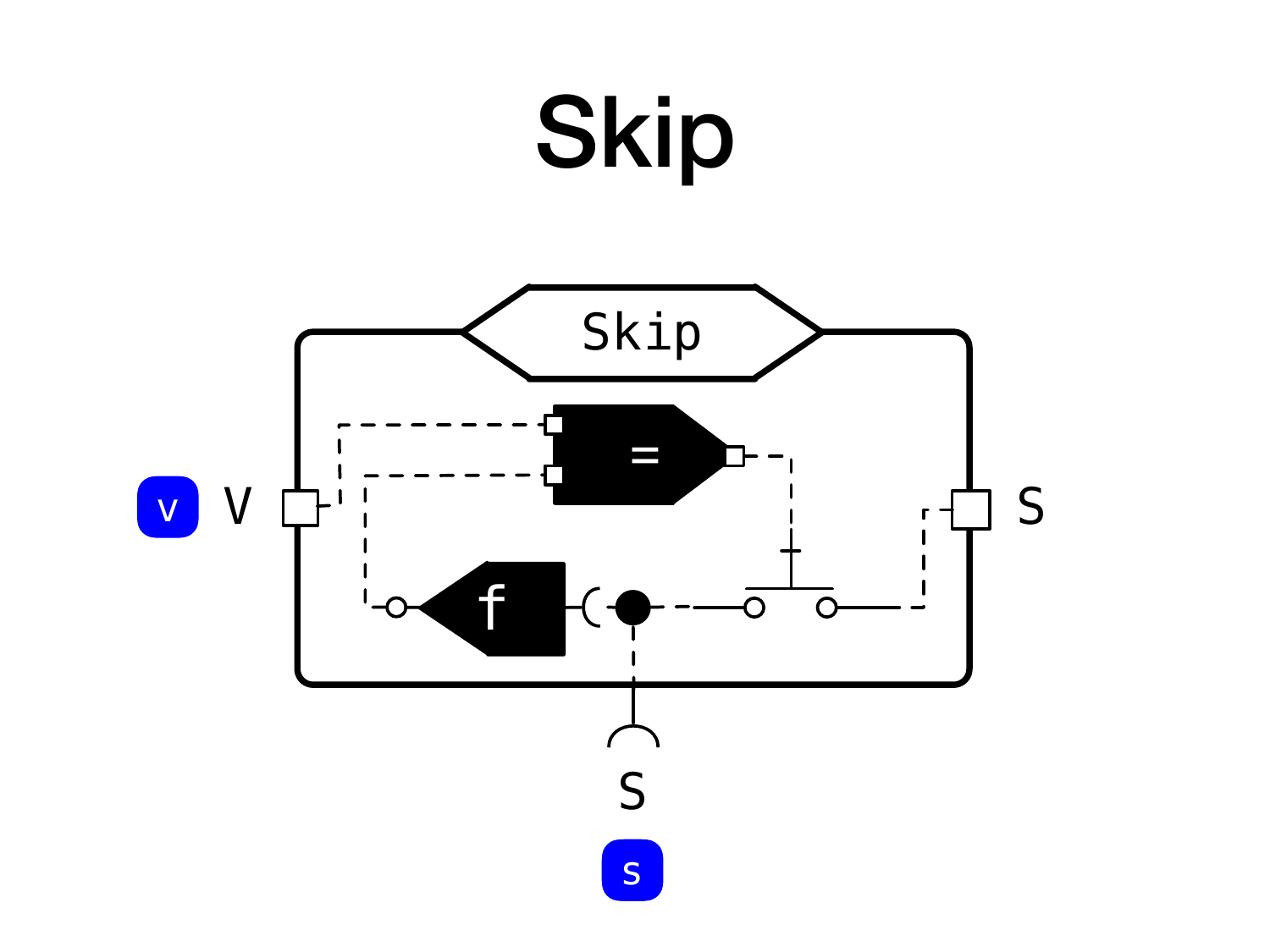# Skip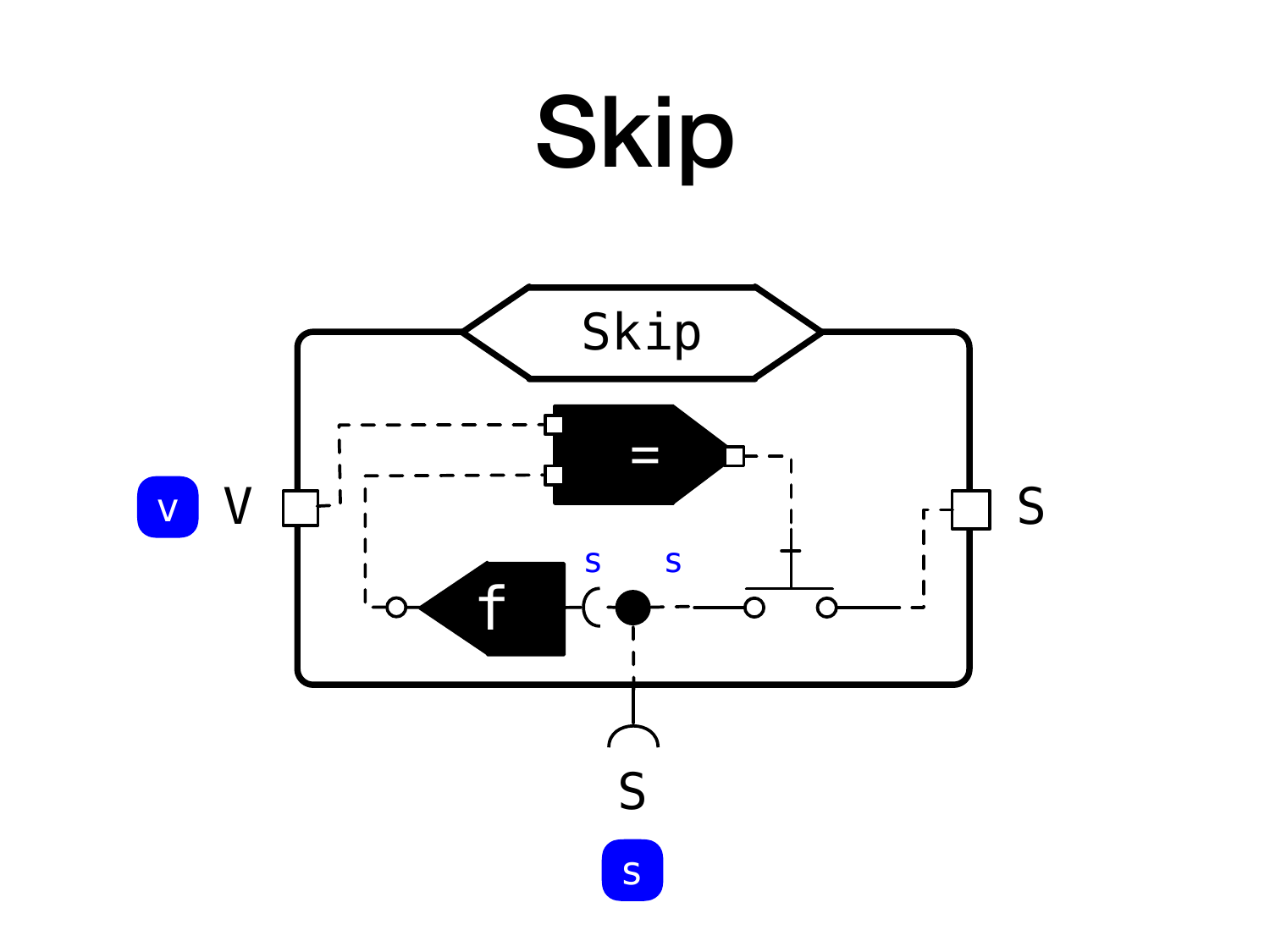# Skip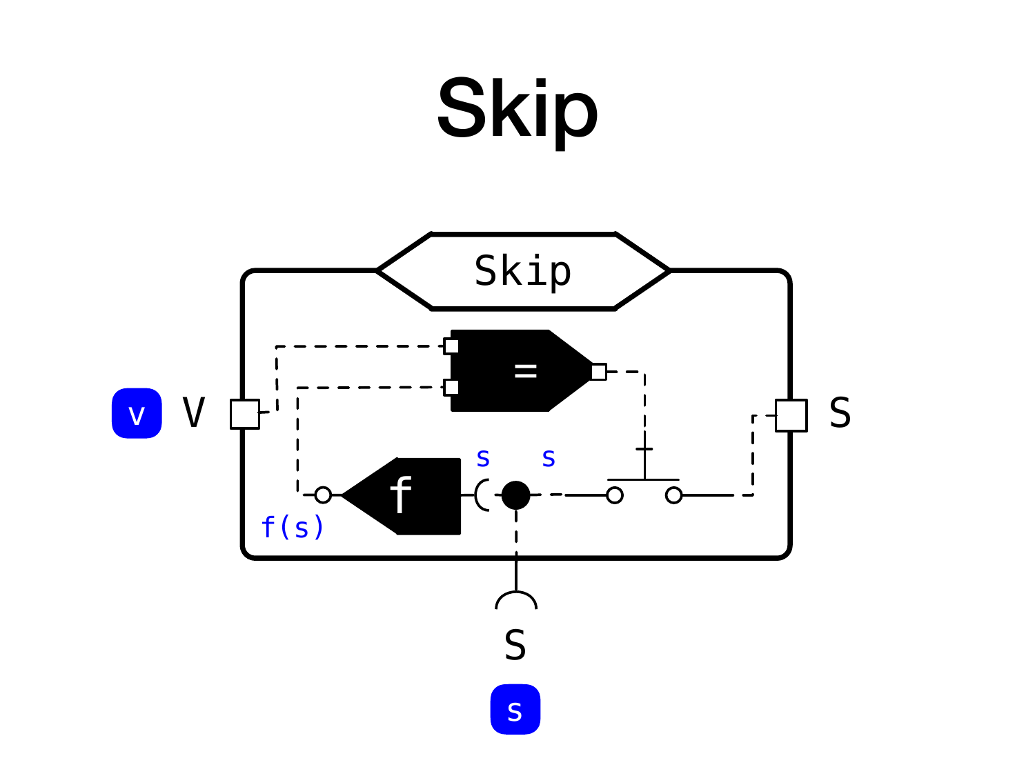# Skip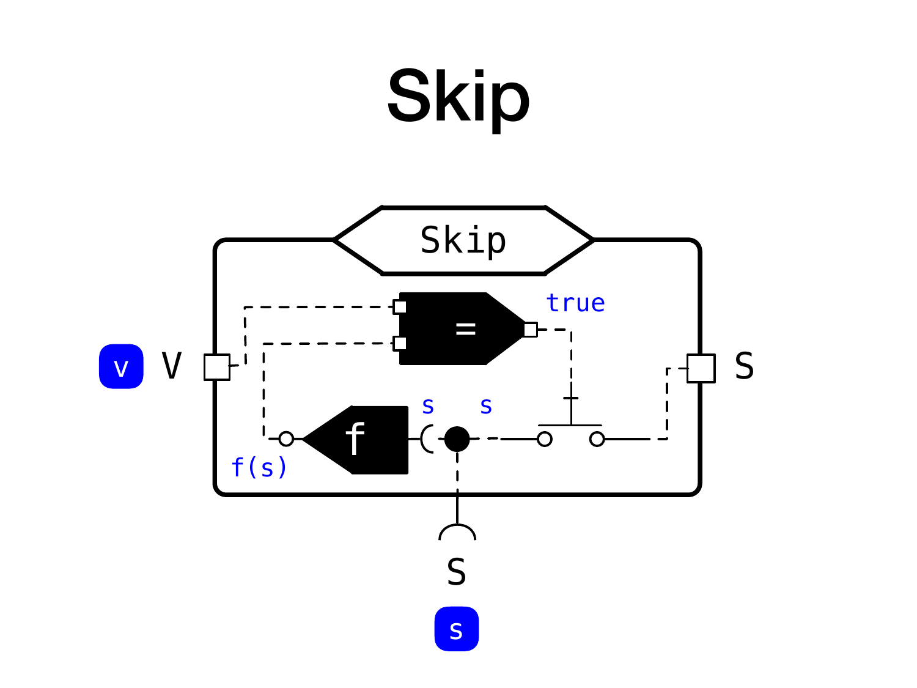# Skip

Skip

true

V

S

s s

f

f(s)

S

v

s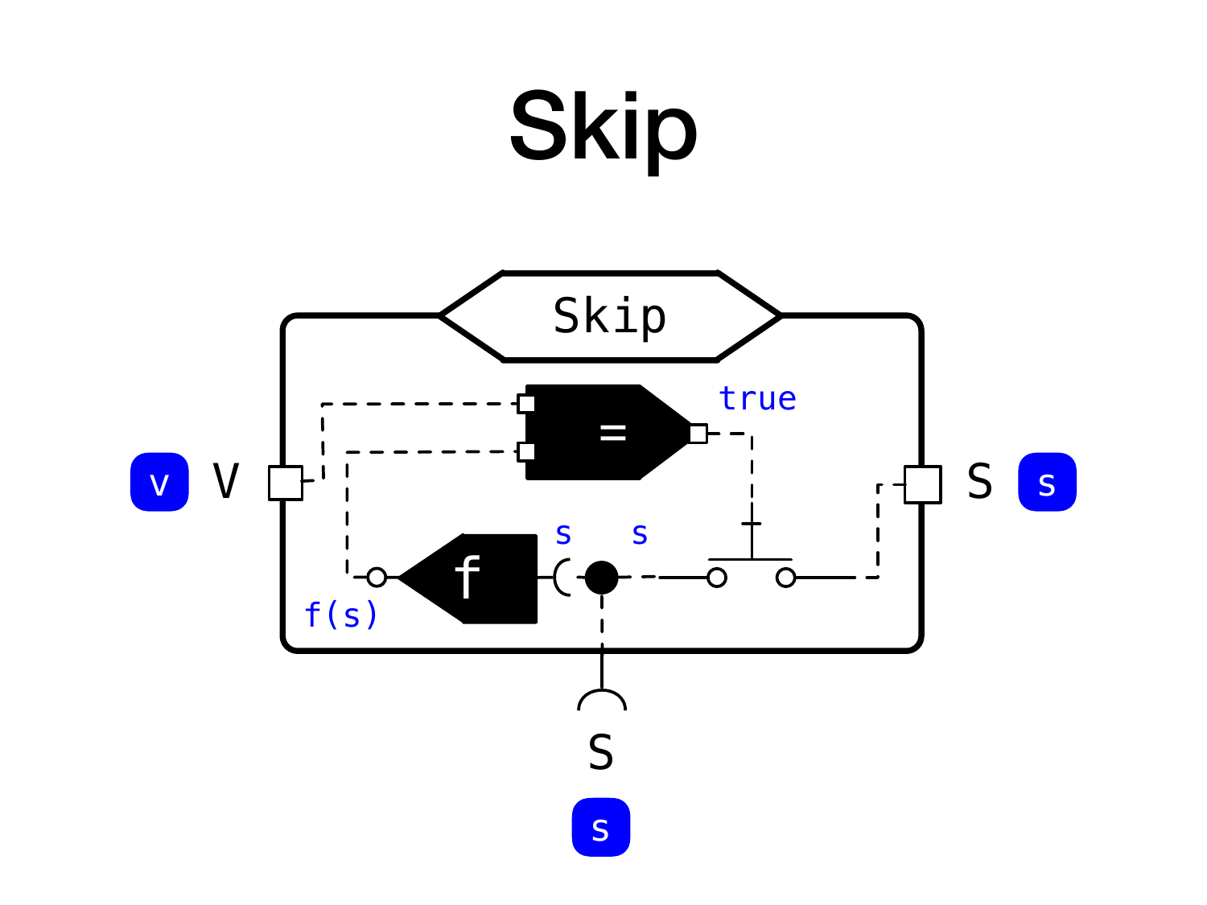# Skip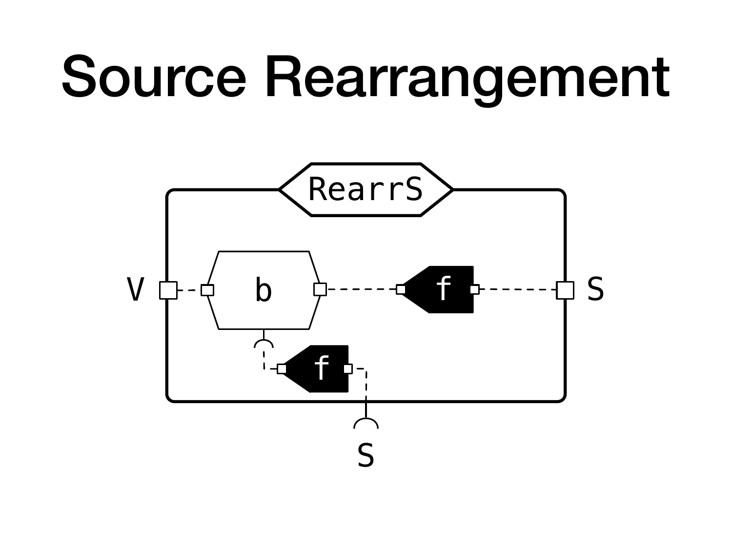# Source Rearrangement

RearrS

V

b

f

S

f

S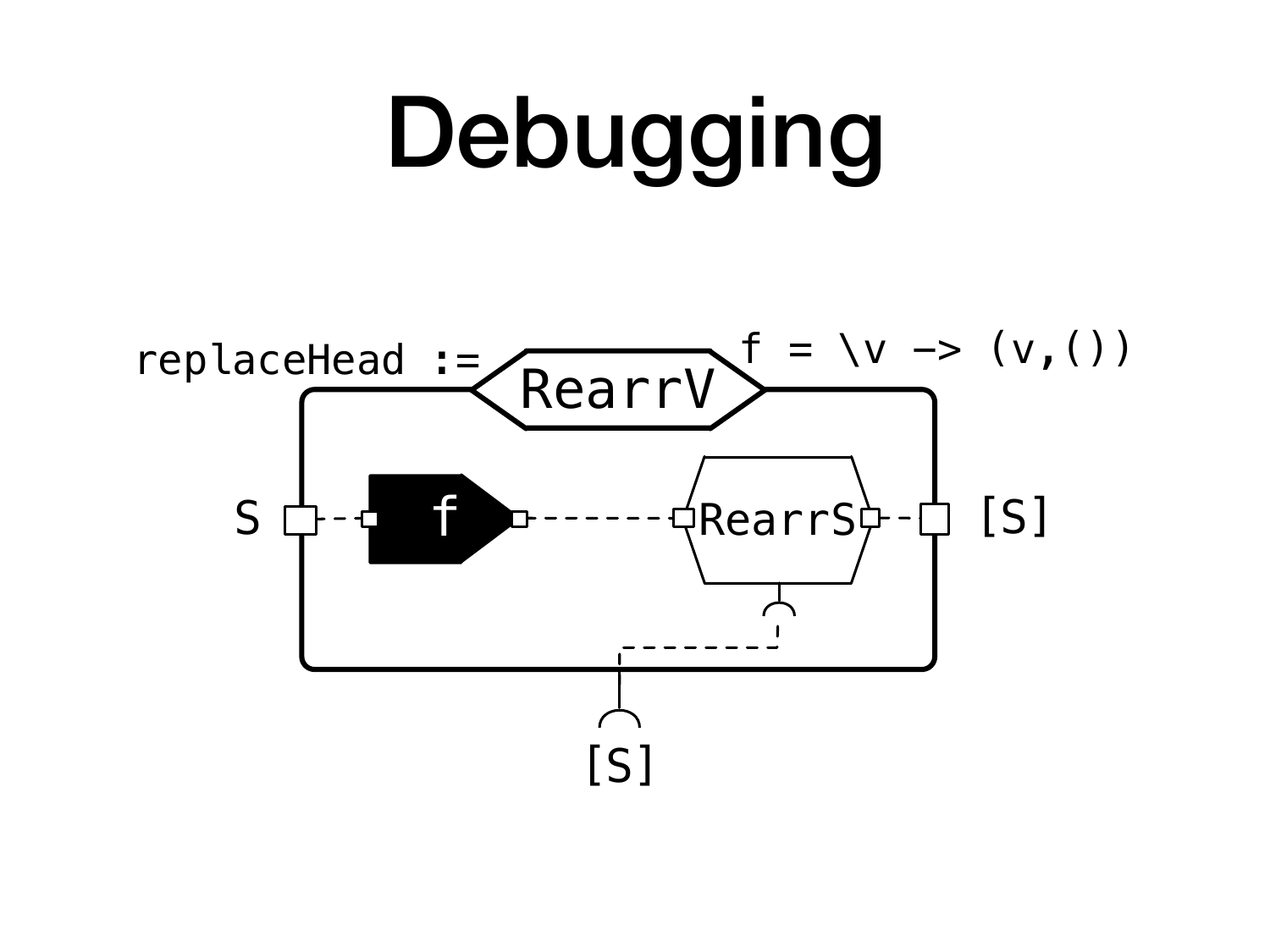# Debugging

replaceHead := RearrV

f = \v -> (v,())

S

f

RearrS

[S]

[S]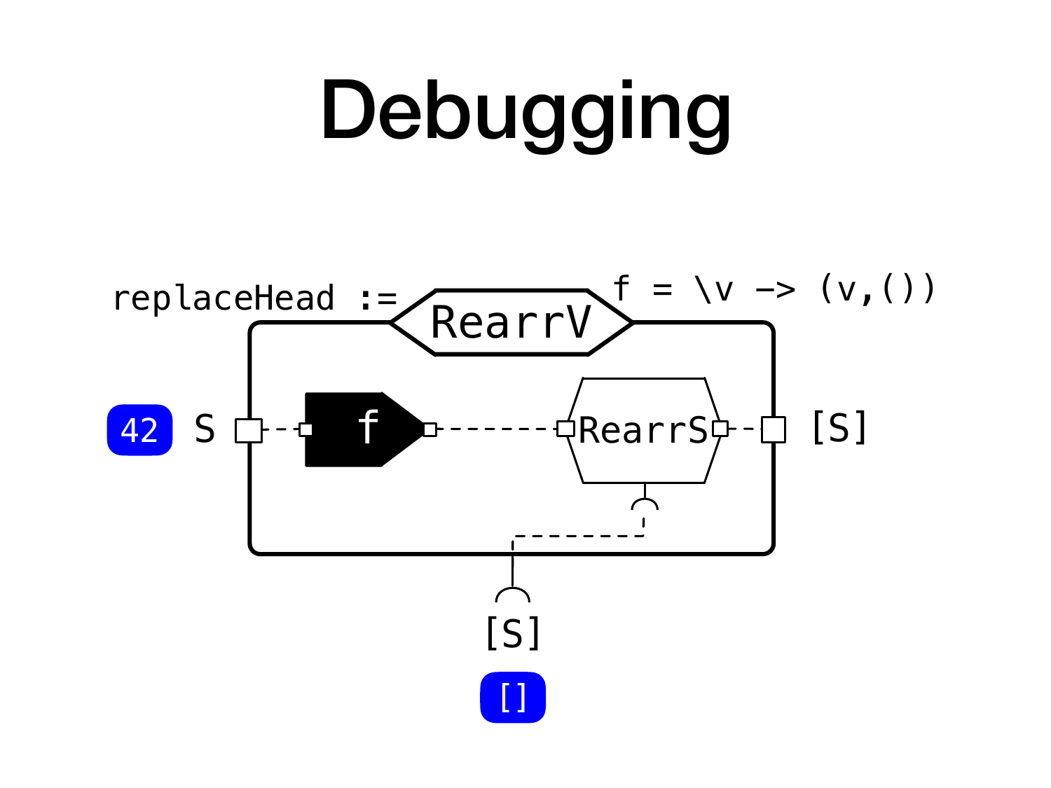# Debugging

replaceHead :=

RearrV

f = \v -> (v,())

42 S

f

RearrS

[S]

[S]

[]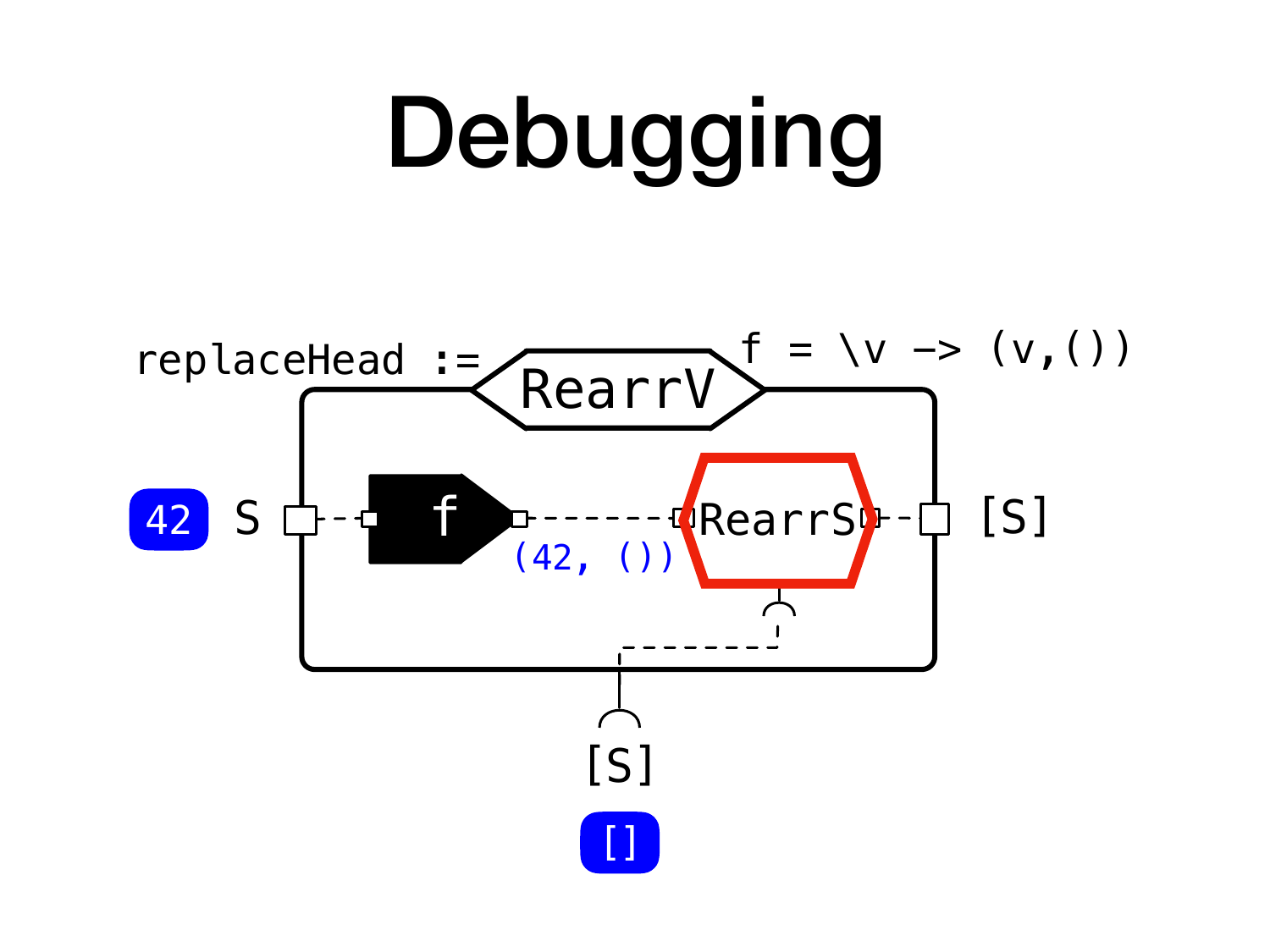# Debugging

replaceHead :=

RearrV

f = \v -> (v,())

42 S

f

(42, ())

RearrS

[S]

[S]

[]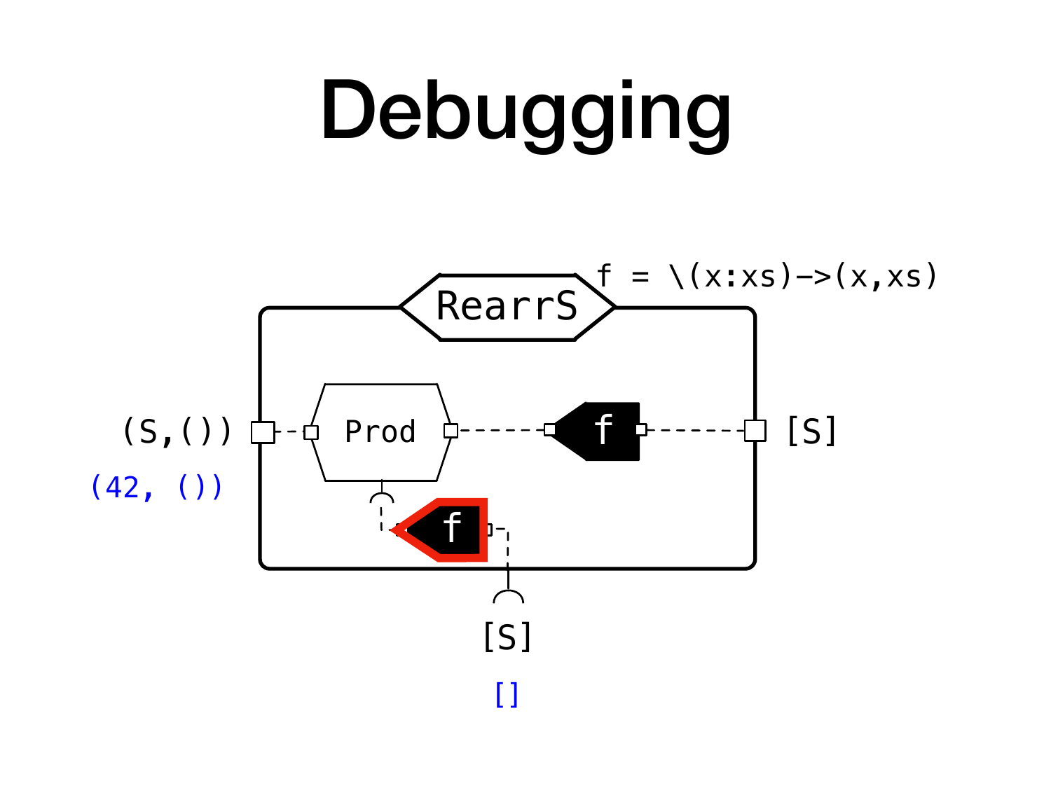# Debugging

f = \(x:xs)->(x,xs)

RearrS

(S,())

(42, ())

Prod

f

f

[S]

[S]

[]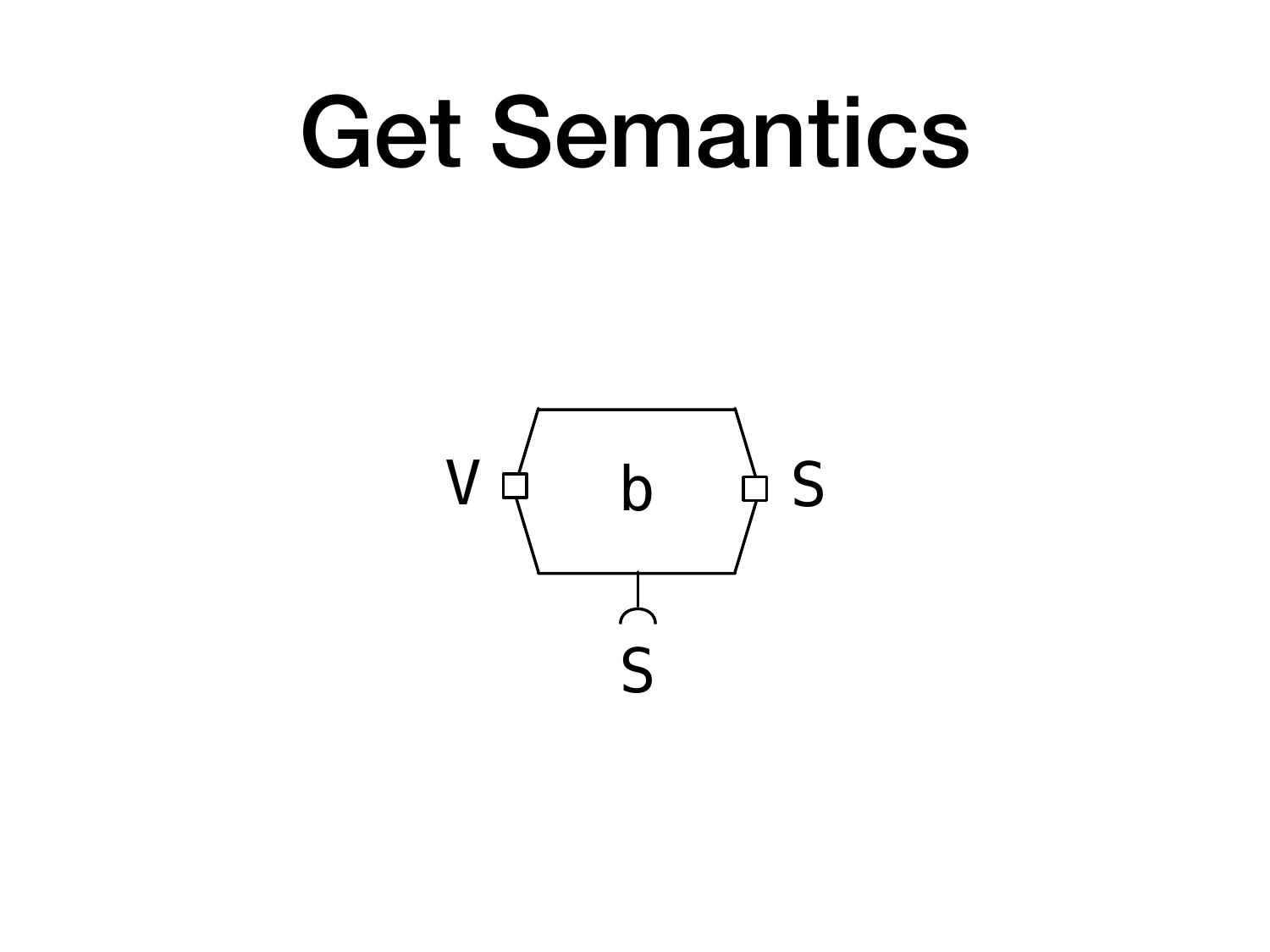# Get Semantics

V b S

S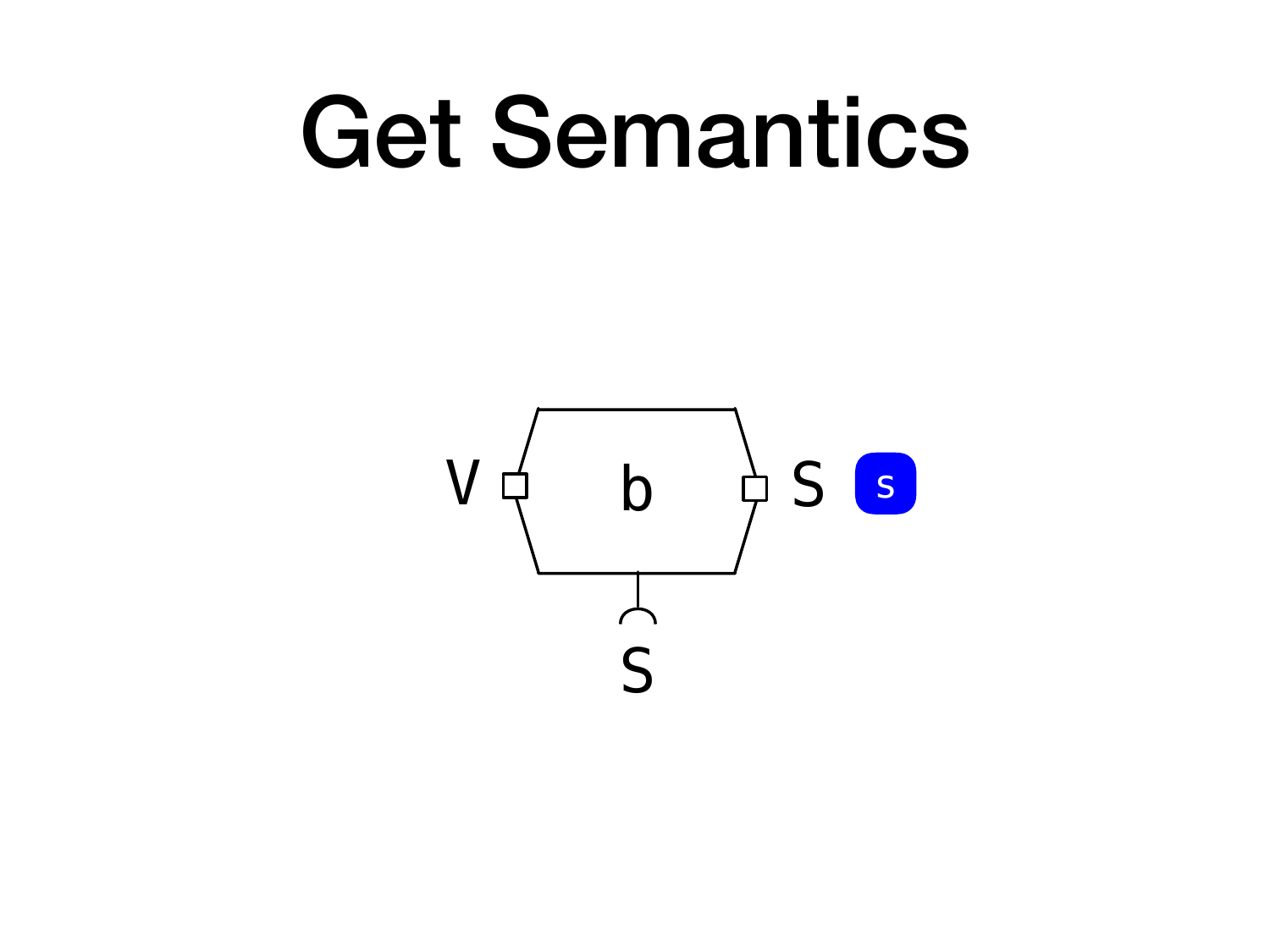# Get Semantics

V b S s

S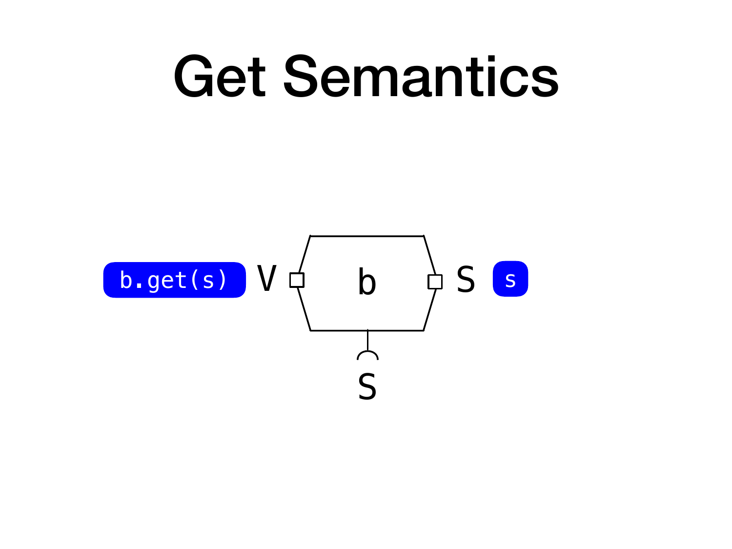# Get Semantics

`b.get(s)` V b S `s`

S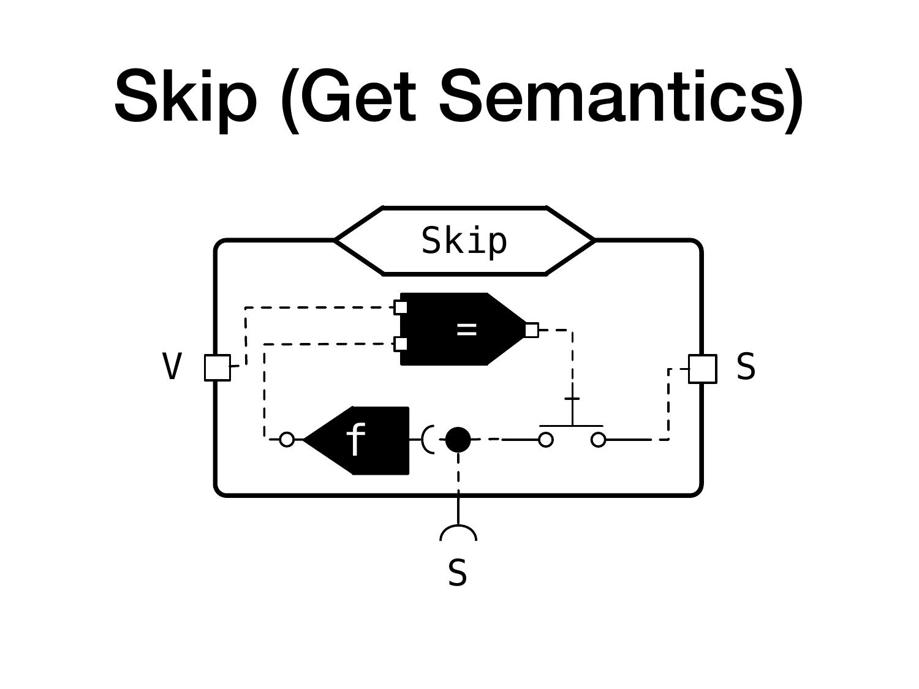# Skip (Get Semantics)

Skip

V

S

=

f

S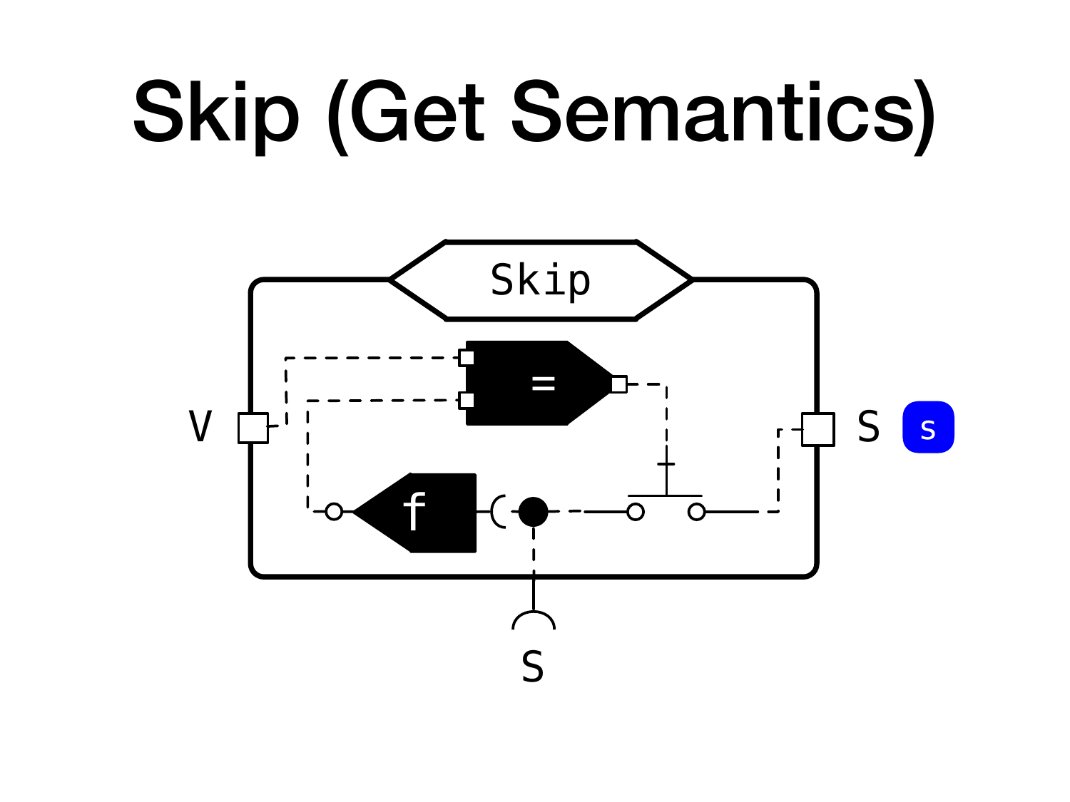# Skip (Get Semantics)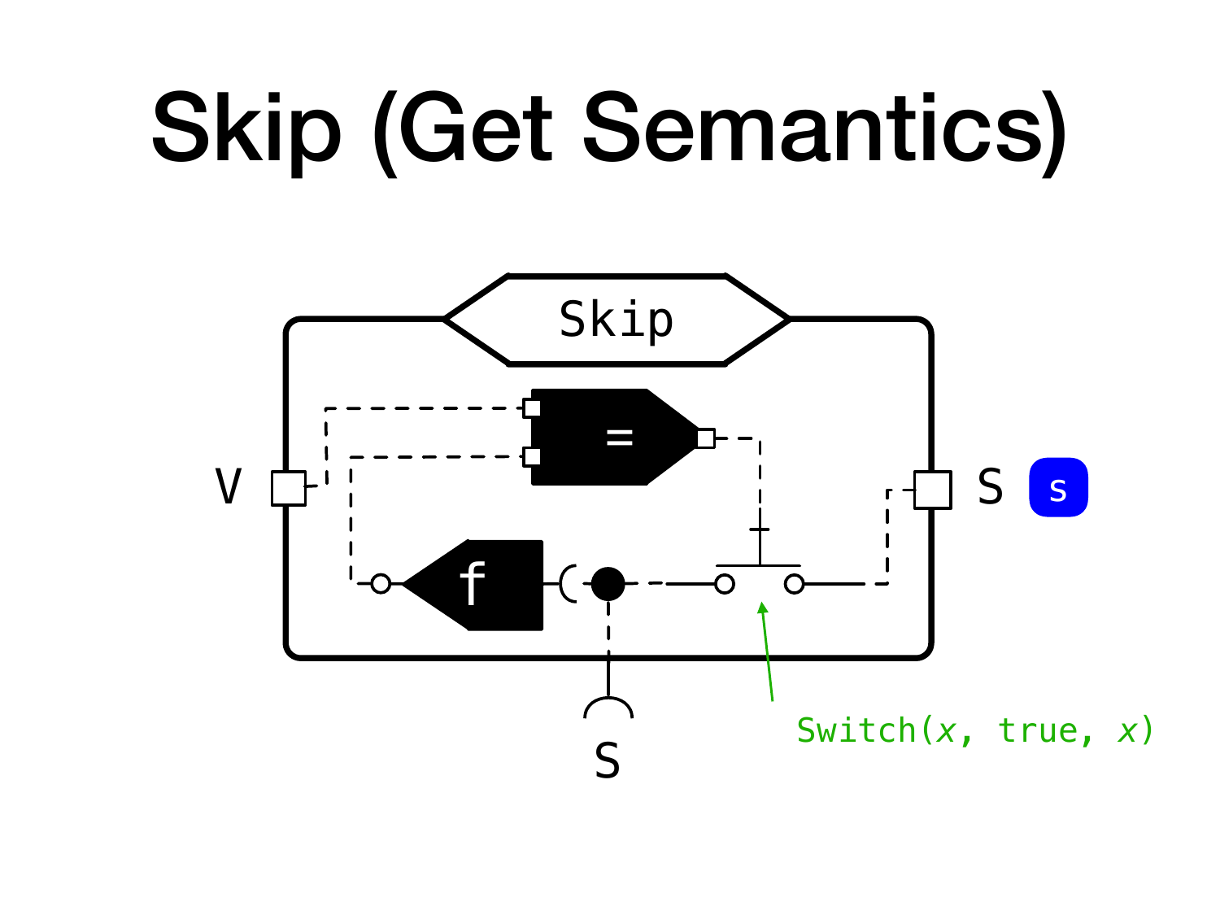# Skip (Get Semantics)

Skip

V

S

s

f

=

S

Switch(*x*, true, *x*)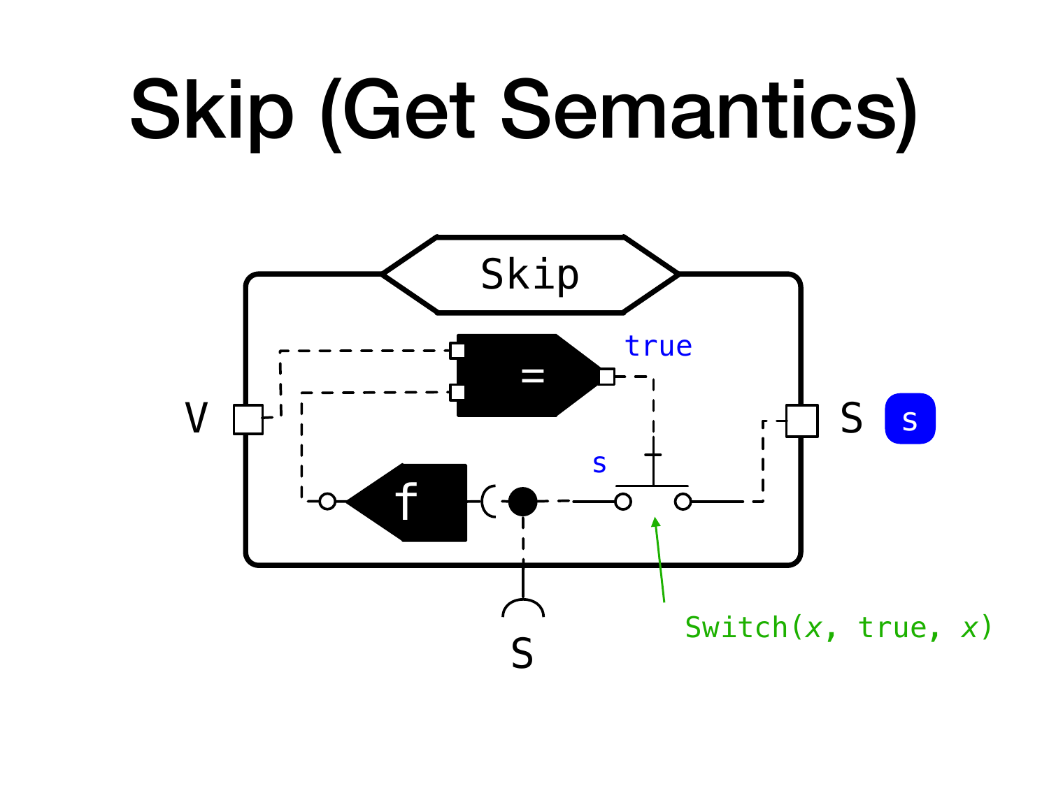# Skip (Get Semantics)

Skip

V

true

=

S

s

s

f

S

Switch($x$, true, $x$)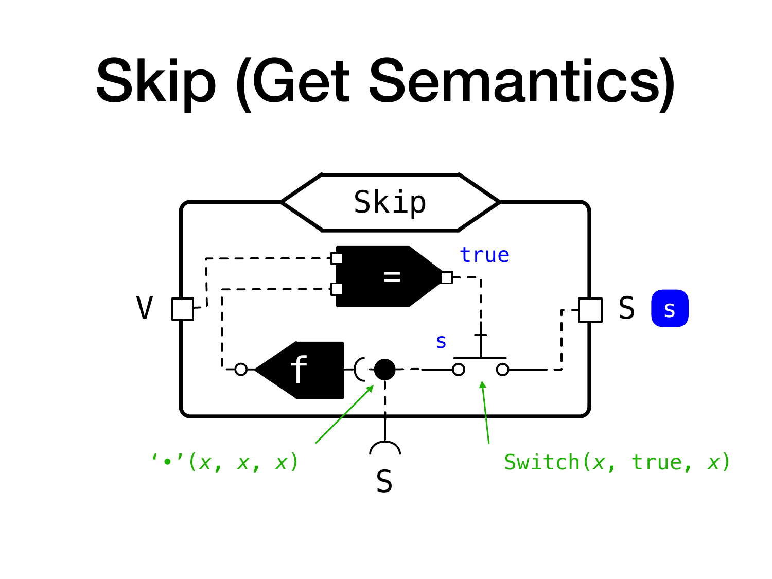# Skip (Get Semantics)

Skip

true

V

S

s

s

f

=

S

'•'(x, x, x)

Switch(x, true, x)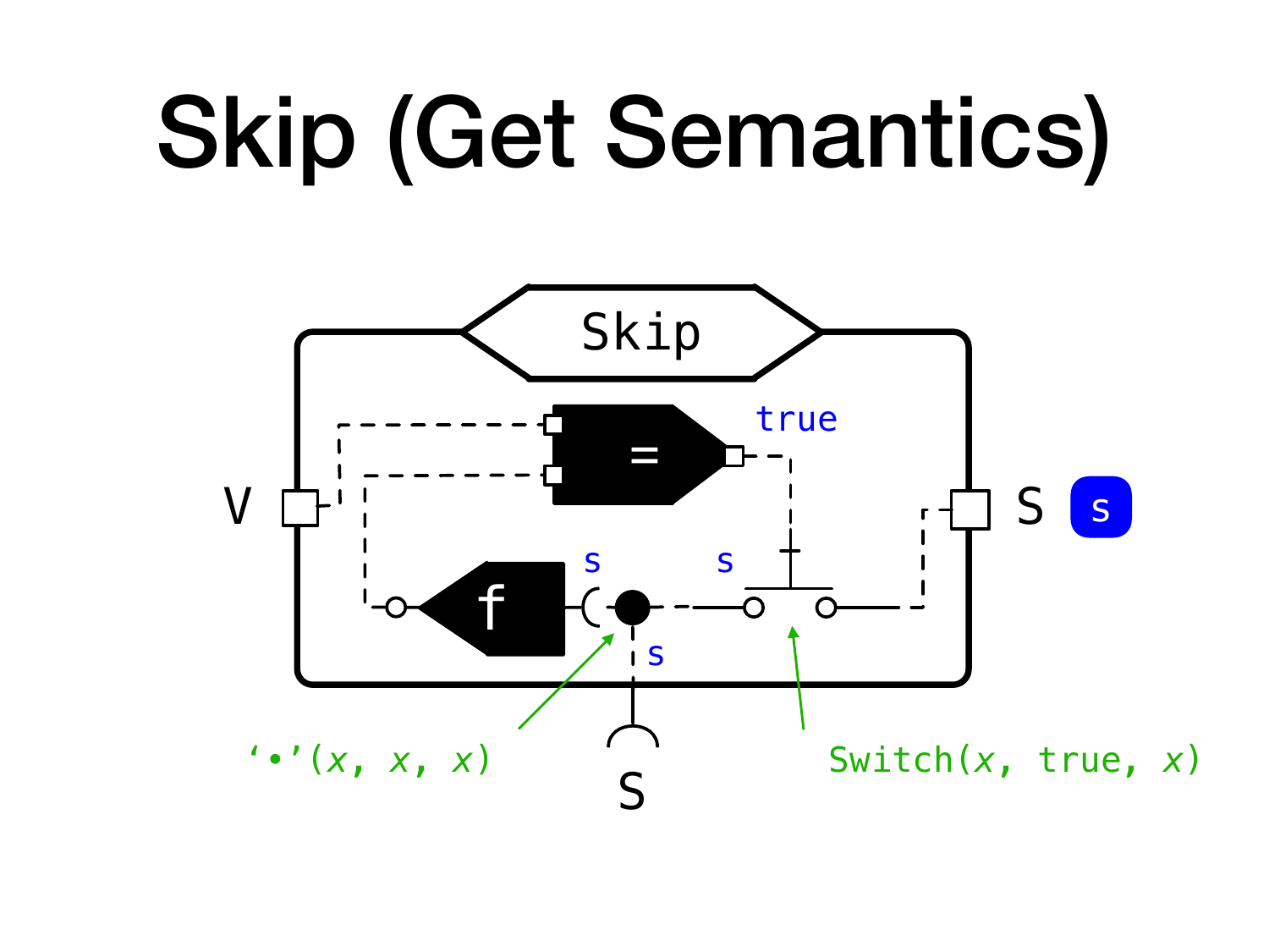# Skip (Get Semantics)

Skip

V

S

s

true

=

f

s

s

s

S

'•'(x, x, x)

Switch(x, true, x)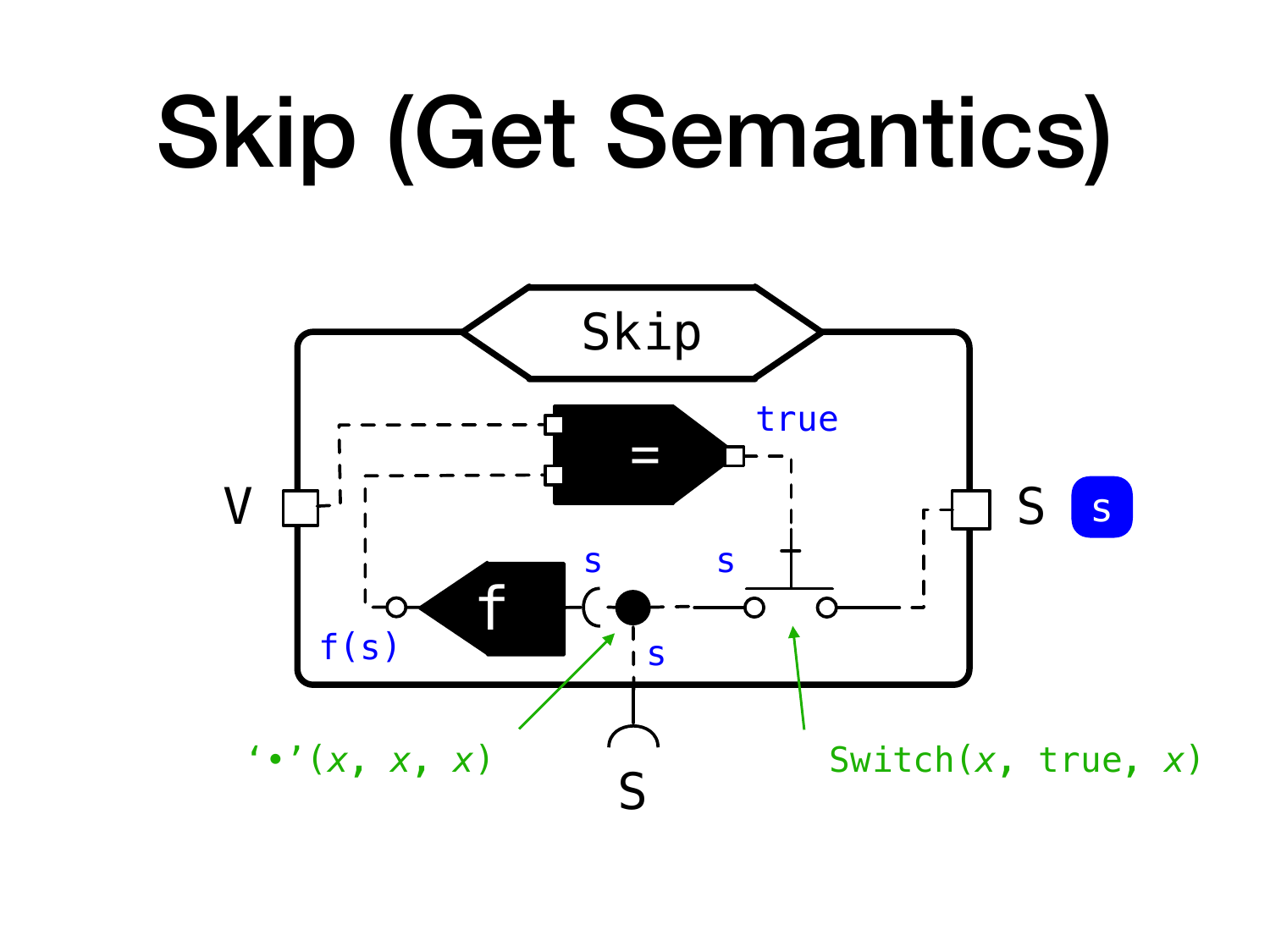# Skip (Get Semantics)

Skip

V

S

S

true

s

s

s

f(s)

s

f

=

‘•’($x$, $x$, $x$)

Switch($x$, true, $x$)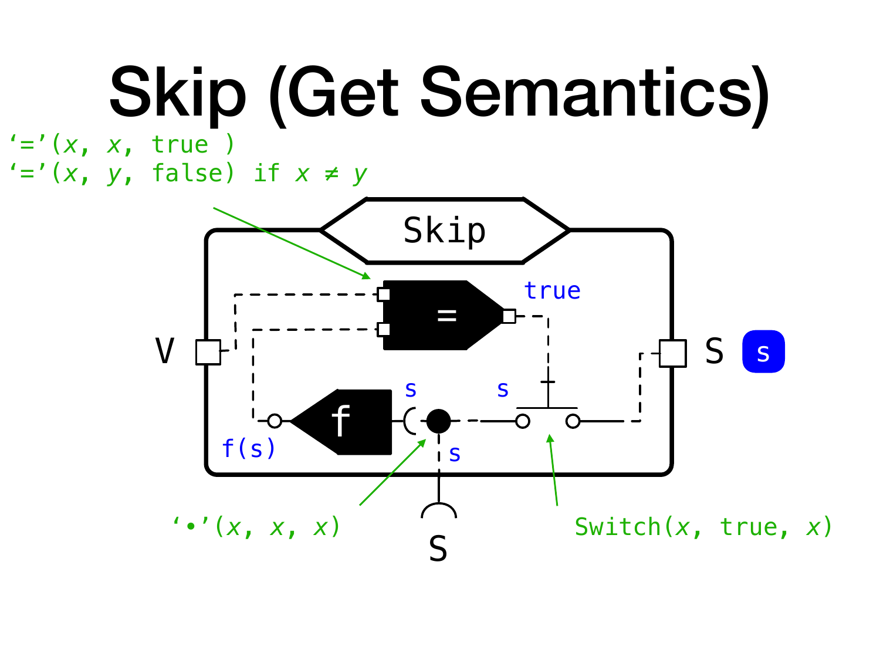# Skip (Get Semantics)

```
'='(x, x, true )
'='(x, y, false) if x ≠ y
```

Skip

true

V

S

s

s

s

f(s)

s

f

=

S

```
'•'(x, x, x)
```

```
Switch(x, true, x)
```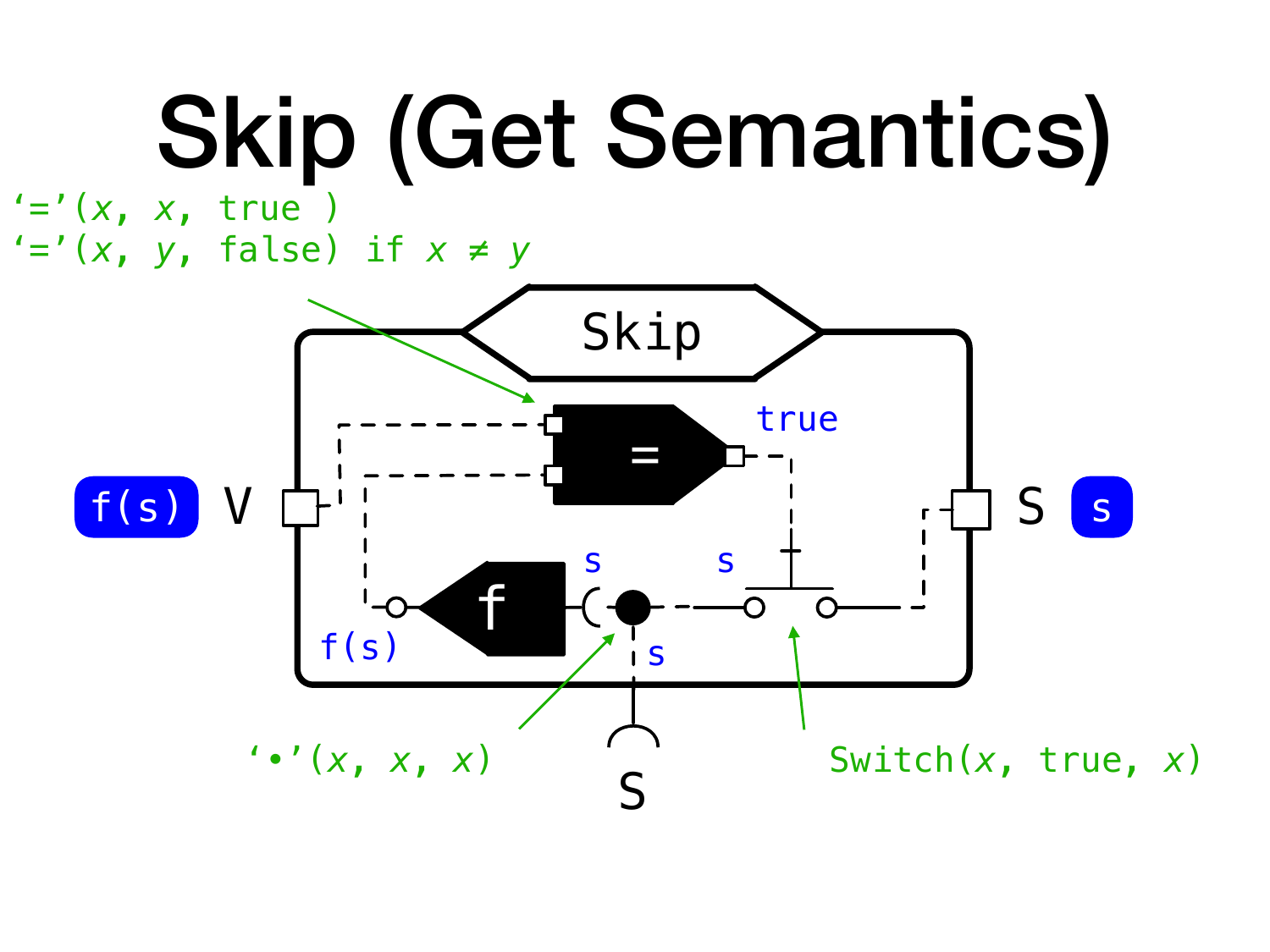# Skip (Get Semantics)

‘=’(*x*, *x*, true )
‘=’(*x*, *y*, false) if *x* ≠ *y*

Skip

f(s) V

S s

true

=

f

s

s

s

f(s)

S

‘•’(*x*, *x*, *x*)

Switch(*x*, true, *x*)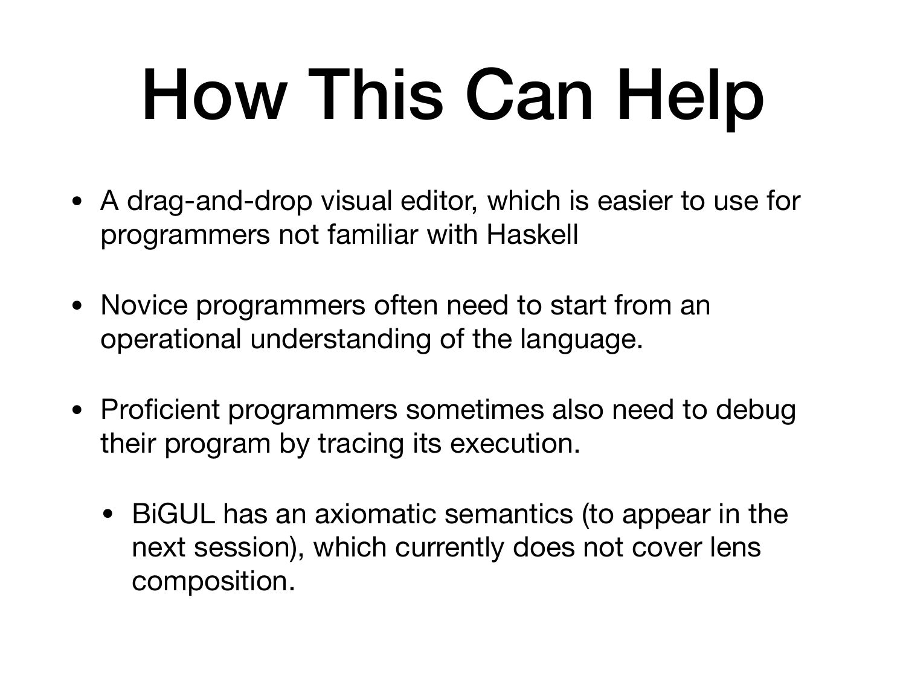# How This Can Help

- A drag-and-drop visual editor, which is easier to use for programmers not familiar with Haskell
- Novice programmers often need to start from an operational understanding of the language.
- Proficient programmers sometimes also need to debug their program by tracing its execution.
  - BiGUL has an axiomatic semantics (to appear in the next session), which currently does not cover lens composition.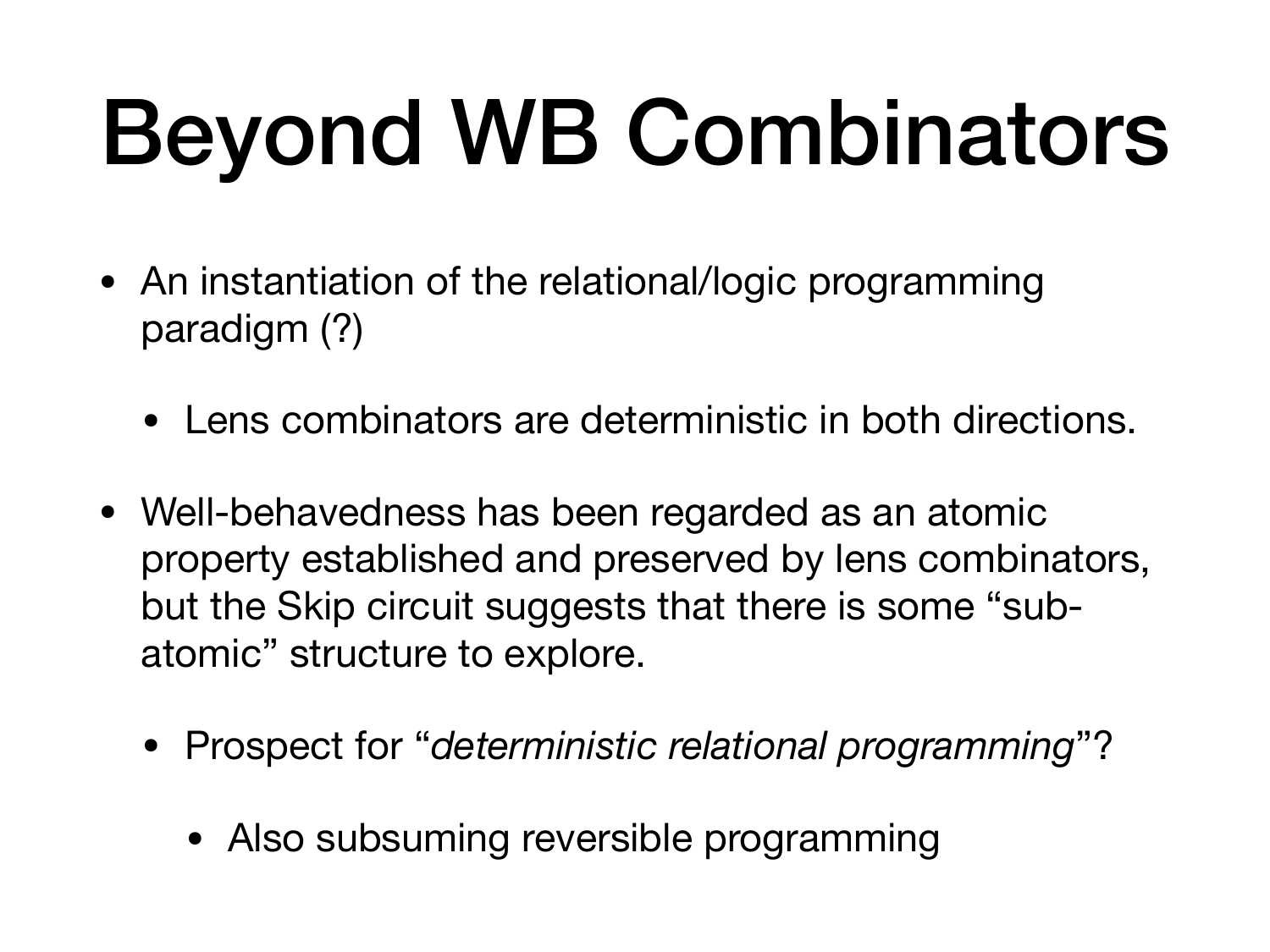# Beyond WB Combinators

- An instantiation of the relational/logic programming paradigm (?)
  - Lens combinators are deterministic in both directions.
- Well-behavedness has been regarded as an atomic property established and preserved by lens combinators, but the Skip circuit suggests that there is some "sub-atomic" structure to explore.
  - Prospect for "*deterministic relational programming*"?
    - Also subsuming reversible programming